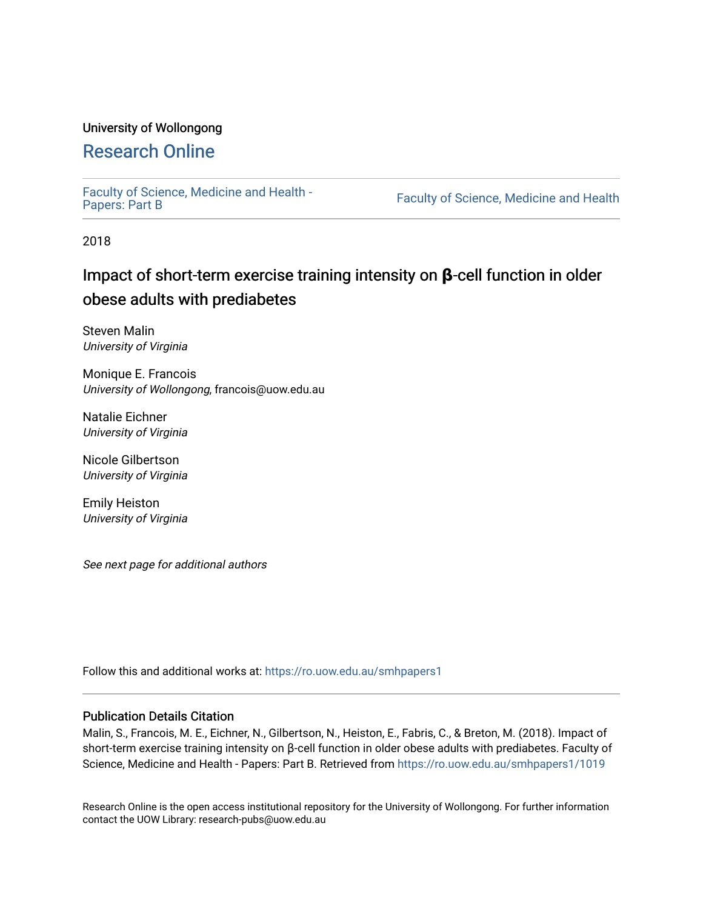University of Wollongong

# Research Online

Faculty of Science, Medicine and Health - Papers: Part B | Faculty of Science, Medicine and Health

2018

## Impact of short-term exercise training intensity on **β**-cell function in older obese adults with prediabetes

Steven Malin
*University of Virginia*

Monique E. Francois
*University of Wollongong*, francois@uow.edu.au

Natalie Eichner
*University of Virginia*

Nicole Gilbertson
*University of Virginia*

Emily Heiston
*University of Virginia*

*See next page for additional authors*

Follow this and additional works at: https://ro.uow.edu.au/smhpapers1

### Publication Details Citation

Malin, S., Francois, M. E., Eichner, N., Gilbertson, N., Heiston, E., Fabris, C., & Breton, M. (2018). Impact of short-term exercise training intensity on β-cell function in older obese adults with prediabetes. Faculty of Science, Medicine and Health - Papers: Part B. Retrieved from https://ro.uow.edu.au/smhpapers1/1019

Research Online is the open access institutional repository for the University of Wollongong. For further information contact the UOW Library: research-pubs@uow.edu.au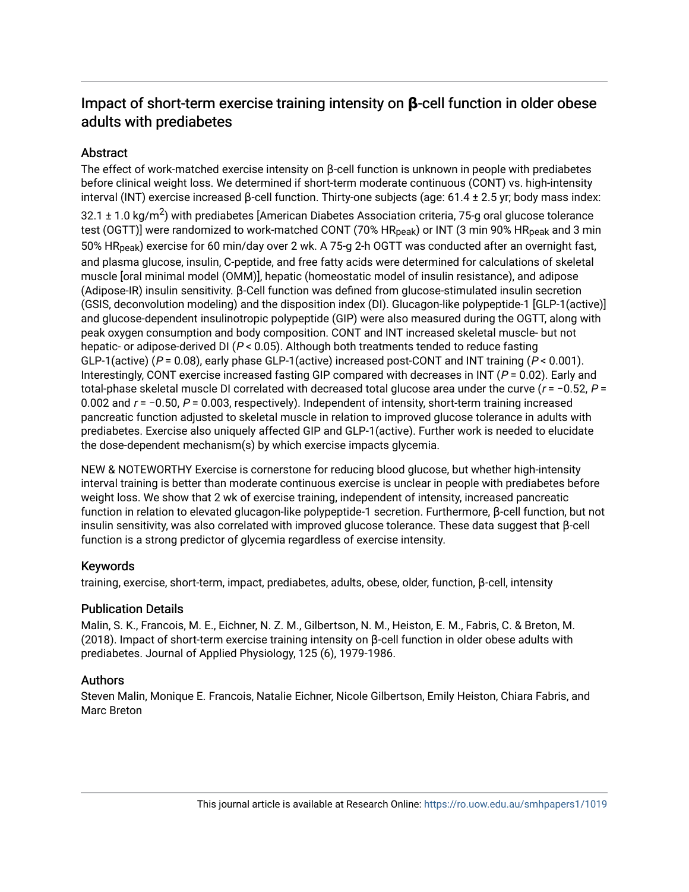# Impact of short-term exercise training intensity on β-cell function in older obese adults with prediabetes

## Abstract

The effect of work-matched exercise intensity on β-cell function is unknown in people with prediabetes before clinical weight loss. We determined if short-term moderate continuous (CONT) vs. high-intensity interval (INT) exercise increased β-cell function. Thirty-one subjects (age: 61.4 ± 2.5 yr; body mass index: 32.1 ± 1.0 kg/m$^2$) with prediabetes [American Diabetes Association criteria, 75-g oral glucose tolerance test (OGTT)] were randomized to work-matched CONT (70% $HR_{peak}$) or INT (3 min 90% $HR_{peak}$ and 3 min 50% $HR_{peak}$) exercise for 60 min/day over 2 wk. A 75-g 2-h OGTT was conducted after an overnight fast, and plasma glucose, insulin, C-peptide, and free fatty acids were determined for calculations of skeletal muscle [oral minimal model (OMM)], hepatic (homeostatic model of insulin resistance), and adipose (Adipose-IR) insulin sensitivity. β-Cell function was defined from glucose-stimulated insulin secretion (GSIS, deconvolution modeling) and the disposition index (DI). Glucagon-like polypeptide-1 [GLP-1(active)] and glucose-dependent insulinotropic polypeptide (GIP) were also measured during the OGTT, along with peak oxygen consumption and body composition. CONT and INT increased skeletal muscle- but not hepatic- or adipose-derived DI ($P < 0.05$). Although both treatments tended to reduce fasting GLP-1(active) ($P = 0.08$), early phase GLP-1(active) increased post-CONT and INT training ($P < 0.001$). Interestingly, CONT exercise increased fasting GIP compared with decreases in INT ($P = 0.02$). Early and total-phase skeletal muscle DI correlated with decreased total glucose area under the curve ($r = -0.52$, $P = 0.002$ and $r = -0.50$, $P = 0.003$, respectively). Independent of intensity, short-term training increased pancreatic function adjusted to skeletal muscle in relation to improved glucose tolerance in adults with prediabetes. Exercise also uniquely affected GIP and GLP-1(active). Further work is needed to elucidate the dose-dependent mechanism(s) by which exercise impacts glycemia.

NEW & NOTEWORTHY Exercise is cornerstone for reducing blood glucose, but whether high-intensity interval training is better than moderate continuous exercise is unclear in people with prediabetes before weight loss. We show that 2 wk of exercise training, independent of intensity, increased pancreatic function in relation to elevated glucagon-like polypeptide-1 secretion. Furthermore, β-cell function, but not insulin sensitivity, was also correlated with improved glucose tolerance. These data suggest that β-cell function is a strong predictor of glycemia regardless of exercise intensity.

## Keywords

training, exercise, short-term, impact, prediabetes, adults, obese, older, function, β-cell, intensity

## Publication Details

Malin, S. K., Francois, M. E., Eichner, N. Z. M., Gilbertson, N. M., Heiston, E. M., Fabris, C. & Breton, M. (2018). Impact of short-term exercise training intensity on β-cell function in older obese adults with prediabetes. Journal of Applied Physiology, 125 (6), 1979-1986.

## Authors

Steven Malin, Monique E. Francois, Natalie Eichner, Nicole Gilbertson, Emily Heiston, Chiara Fabris, and Marc Breton

This journal article is available at Research Online: https://ro.uow.edu.au/smhpapers1/1019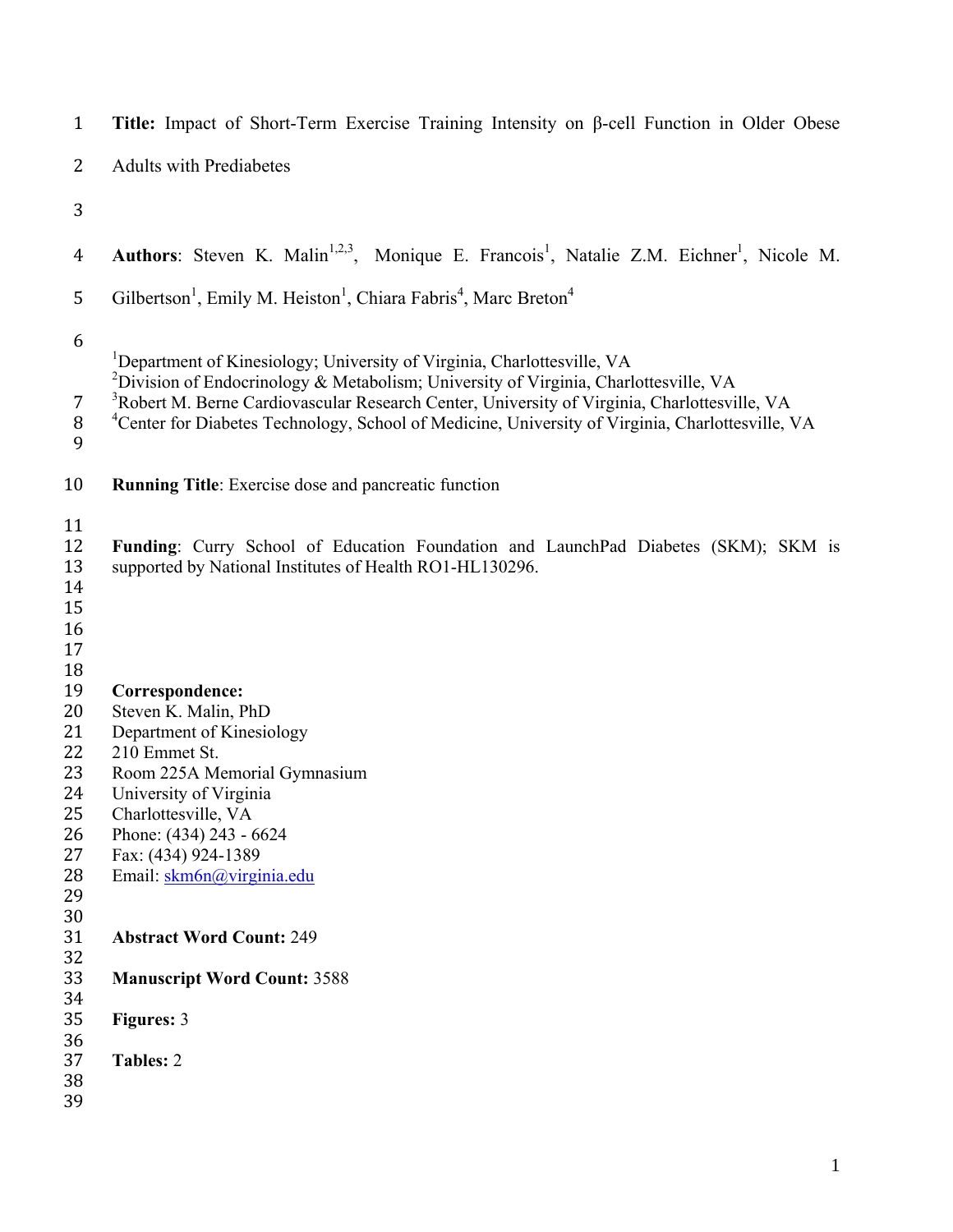**Title:** Impact of Short-Term Exercise Training Intensity on β-cell Function in Older Obese Adults with Prediabetes

**Authors**: Steven K. Malin[1,2,3], Monique E. Francois[1], Natalie Z.M. Eichner[1], Nicole M. Gilbertson[1], Emily M. Heiston[1], Chiara Fabris[4], Marc Breton[4]

[1]Department of Kinesiology; University of Virginia, Charlottesville, VA
[2]Division of Endocrinology & Metabolism; University of Virginia, Charlottesville, VA
[3]Robert M. Berne Cardiovascular Research Center, University of Virginia, Charlottesville, VA
[4]Center for Diabetes Technology, School of Medicine, University of Virginia, Charlottesville, VA

**Running Title**: Exercise dose and pancreatic function

**Funding**: Curry School of Education Foundation and LaunchPad Diabetes (SKM); SKM is supported by National Institutes of Health RO1-HL130296.

**Correspondence:**
Steven K. Malin, PhD
Department of Kinesiology
210 Emmet St.
Room 225A Memorial Gymnasium
University of Virginia
Charlottesville, VA
Phone: (434) 243 - 6624
Fax: (434) 924-1389
Email: skm6n@virginia.edu

**Abstract Word Count:** 249

**Manuscript Word Count:** 3588

**Figures:** 3

**Tables:** 2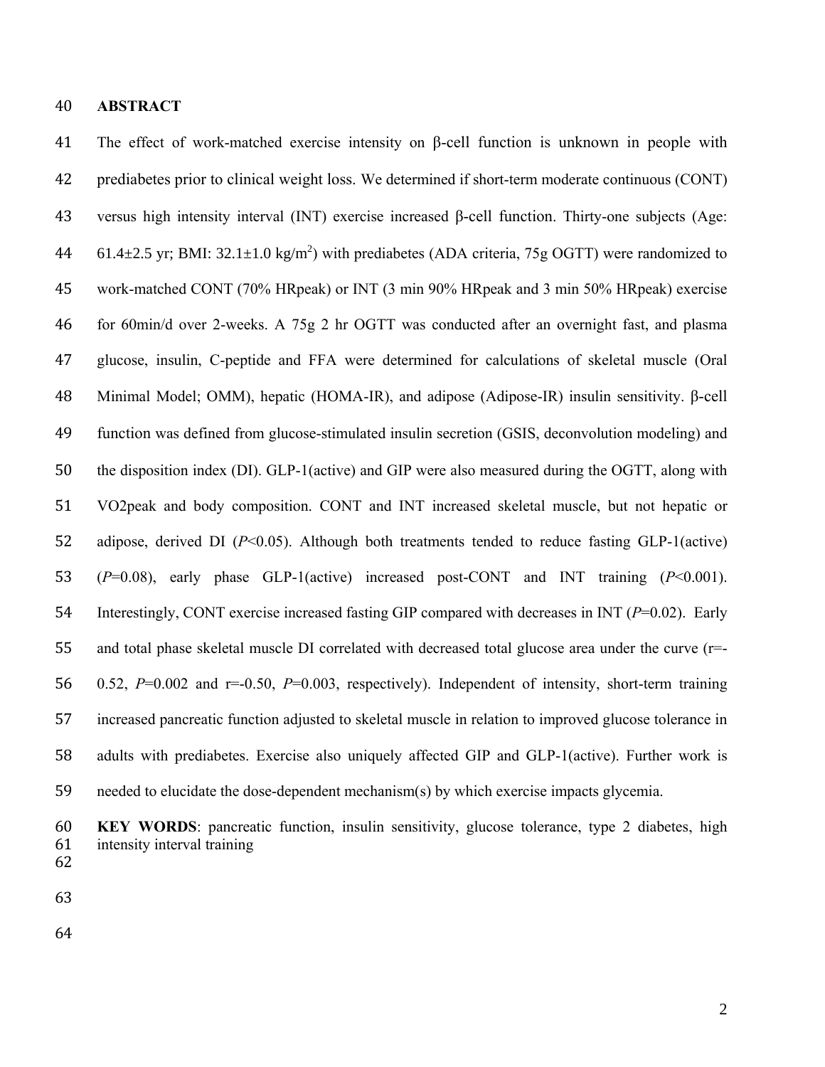## ABSTRACT

The effect of work-matched exercise intensity on β-cell function is unknown in people with prediabetes prior to clinical weight loss. We determined if short-term moderate continuous (CONT) versus high intensity interval (INT) exercise increased β-cell function. Thirty-one subjects (Age: 61.4±2.5 yr; BMI: 32.1±1.0 kg/m$^2$) with prediabetes (ADA criteria, 75g OGTT) were randomized to work-matched CONT (70% HRpeak) or INT (3 min 90% HRpeak and 3 min 50% HRpeak) exercise for 60min/d over 2-weeks. A 75g 2 hr OGTT was conducted after an overnight fast, and plasma glucose, insulin, C-peptide and FFA were determined for calculations of skeletal muscle (Oral Minimal Model; OMM), hepatic (HOMA-IR), and adipose (Adipose-IR) insulin sensitivity. β-cell function was defined from glucose-stimulated insulin secretion (GSIS, deconvolution modeling) and the disposition index (DI). GLP-1(active) and GIP were also measured during the OGTT, along with VO2peak and body composition. CONT and INT increased skeletal muscle, but not hepatic or adipose, derived DI ($P<0.05$). Although both treatments tended to reduce fasting GLP-1(active) ($P=0.08$), early phase GLP-1(active) increased post-CONT and INT training ($P<0.001$). Interestingly, CONT exercise increased fasting GIP compared with decreases in INT ($P=0.02$). Early and total phase skeletal muscle DI correlated with decreased total glucose area under the curve ($r=-0.52$, $P=0.002$ and $r=-0.50$, $P=0.003$, respectively). Independent of intensity, short-term training increased pancreatic function adjusted to skeletal muscle in relation to improved glucose tolerance in adults with prediabetes. Exercise also uniquely affected GIP and GLP-1(active). Further work is needed to elucidate the dose-dependent mechanism(s) by which exercise impacts glycemia.

**KEY WORDS**: pancreatic function, insulin sensitivity, glucose tolerance, type 2 diabetes, high intensity interval training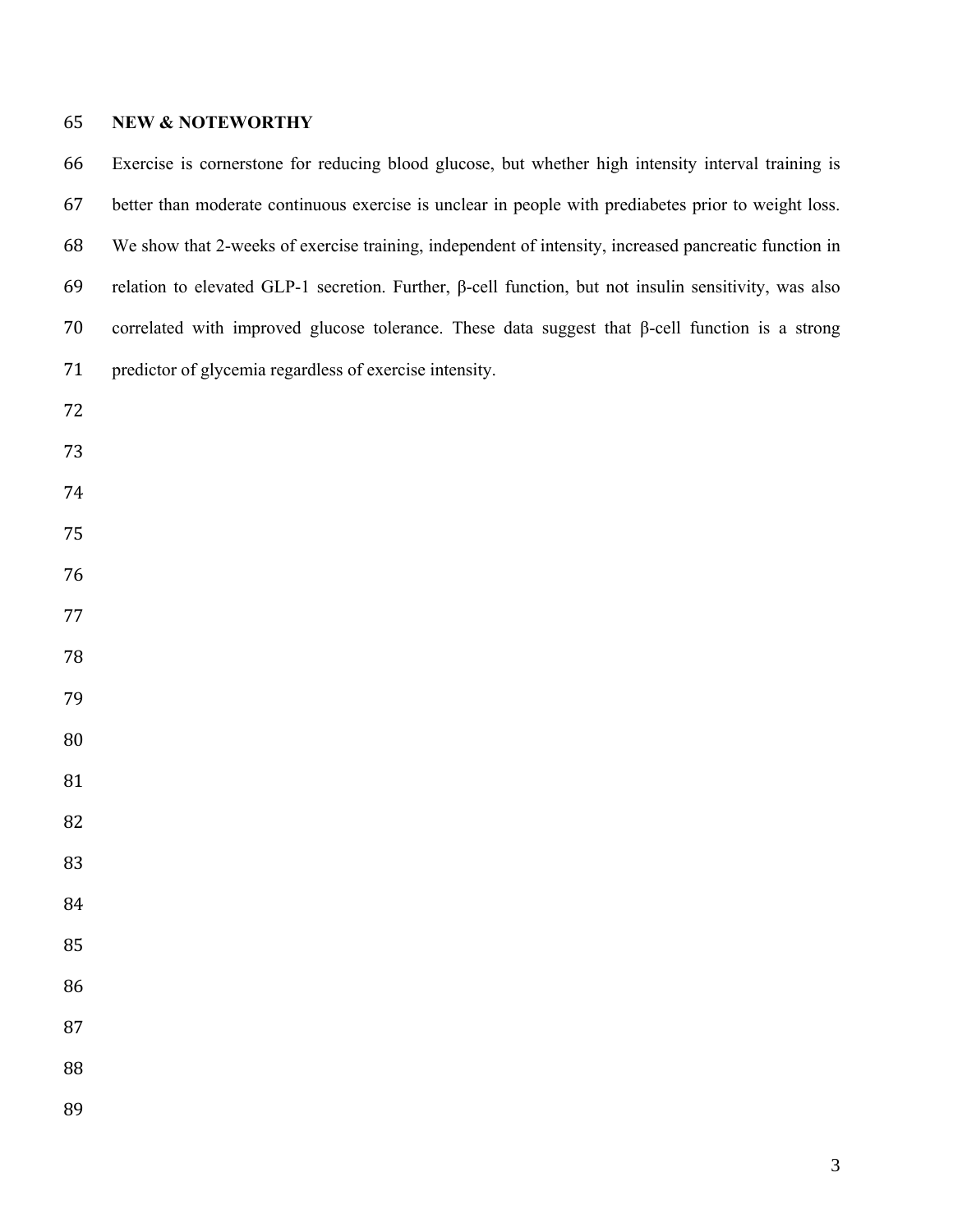**NEW & NOTEWORTHY**

Exercise is cornerstone for reducing blood glucose, but whether high intensity interval training is better than moderate continuous exercise is unclear in people with prediabetes prior to weight loss. We show that 2-weeks of exercise training, independent of intensity, increased pancreatic function in relation to elevated GLP-1 secretion. Further, β-cell function, but not insulin sensitivity, was also correlated with improved glucose tolerance. These data suggest that β-cell function is a strong predictor of glycemia regardless of exercise intensity.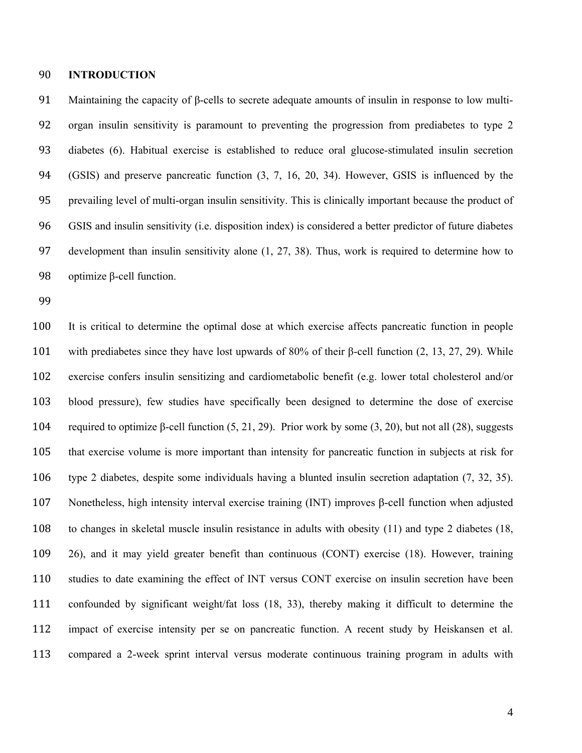## INTRODUCTION

Maintaining the capacity of β-cells to secrete adequate amounts of insulin in response to low multi-organ insulin sensitivity is paramount to preventing the progression from prediabetes to type 2 diabetes (6). Habitual exercise is established to reduce oral glucose-stimulated insulin secretion (GSIS) and preserve pancreatic function (3, 7, 16, 20, 34). However, GSIS is influenced by the prevailing level of multi-organ insulin sensitivity. This is clinically important because the product of GSIS and insulin sensitivity (i.e. disposition index) is considered a better predictor of future diabetes development than insulin sensitivity alone (1, 27, 38). Thus, work is required to determine how to optimize β-cell function.

It is critical to determine the optimal dose at which exercise affects pancreatic function in people with prediabetes since they have lost upwards of 80% of their β-cell function (2, 13, 27, 29). While exercise confers insulin sensitizing and cardiometabolic benefit (e.g. lower total cholesterol and/or blood pressure), few studies have specifically been designed to determine the dose of exercise required to optimize β-cell function (5, 21, 29). Prior work by some (3, 20), but not all (28), suggests that exercise volume is more important than intensity for pancreatic function in subjects at risk for type 2 diabetes, despite some individuals having a blunted insulin secretion adaptation (7, 32, 35). Nonetheless, high intensity interval exercise training (INT) improves β-cell function when adjusted to changes in skeletal muscle insulin resistance in adults with obesity (11) and type 2 diabetes (18, 26), and it may yield greater benefit than continuous (CONT) exercise (18). However, training studies to date examining the effect of INT versus CONT exercise on insulin secretion have been confounded by significant weight/fat loss (18, 33), thereby making it difficult to determine the impact of exercise intensity per se on pancreatic function. A recent study by Heiskansen et al. compared a 2-week sprint interval versus moderate continuous training program in adults with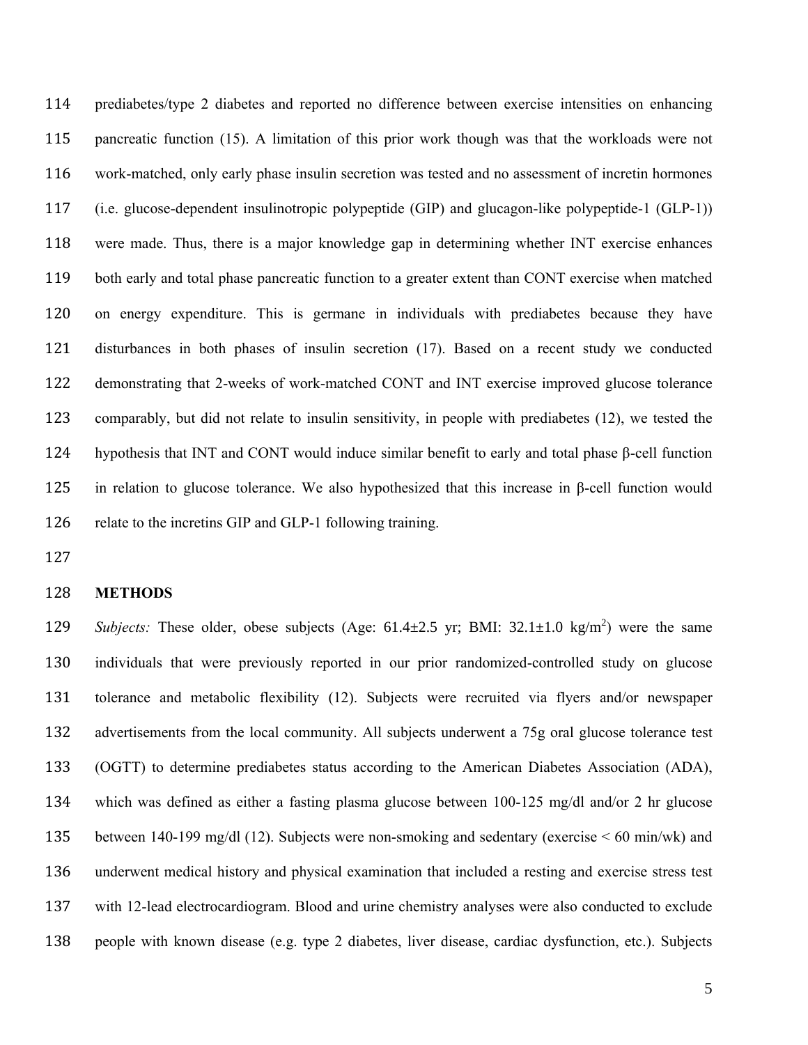prediabetes/type 2 diabetes and reported no difference between exercise intensities on enhancing pancreatic function (15). A limitation of this prior work though was that the workloads were not work-matched, only early phase insulin secretion was tested and no assessment of incretin hormones (i.e. glucose-dependent insulinotropic polypeptide (GIP) and glucagon-like polypeptide-1 (GLP-1)) were made. Thus, there is a major knowledge gap in determining whether INT exercise enhances both early and total phase pancreatic function to a greater extent than CONT exercise when matched on energy expenditure. This is germane in individuals with prediabetes because they have disturbances in both phases of insulin secretion (17). Based on a recent study we conducted demonstrating that 2-weeks of work-matched CONT and INT exercise improved glucose tolerance comparably, but did not relate to insulin sensitivity, in people with prediabetes (12), we tested the hypothesis that INT and CONT would induce similar benefit to early and total phase β-cell function in relation to glucose tolerance. We also hypothesized that this increase in β-cell function would relate to the incretins GIP and GLP-1 following training.

## METHODS

*Subjects:* These older, obese subjects (Age: 61.4±2.5 yr; BMI: 32.1±1.0 kg/m$^2$) were the same individuals that were previously reported in our prior randomized-controlled study on glucose tolerance and metabolic flexibility (12). Subjects were recruited via flyers and/or newspaper advertisements from the local community. All subjects underwent a 75g oral glucose tolerance test (OGTT) to determine prediabetes status according to the American Diabetes Association (ADA), which was defined as either a fasting plasma glucose between 100-125 mg/dl and/or 2 hr glucose between 140-199 mg/dl (12). Subjects were non-smoking and sedentary (exercise < 60 min/wk) and underwent medical history and physical examination that included a resting and exercise stress test with 12-lead electrocardiogram. Blood and urine chemistry analyses were also conducted to exclude people with known disease (e.g. type 2 diabetes, liver disease, cardiac dysfunction, etc.). Subjects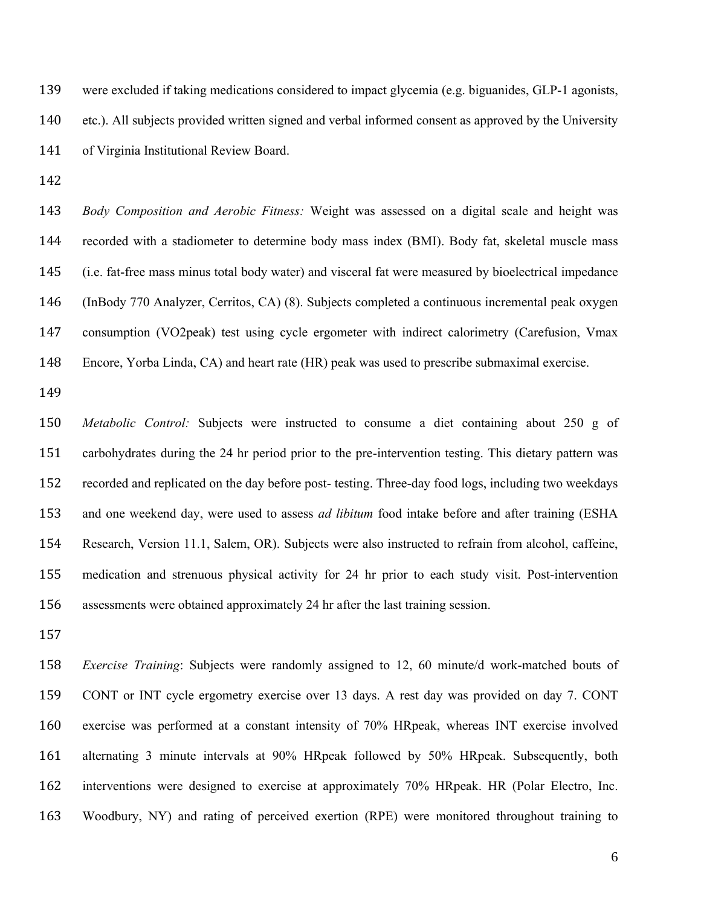were excluded if taking medications considered to impact glycemia (e.g. biguanides, GLP-1 agonists, etc.). All subjects provided written signed and verbal informed consent as approved by the University of Virginia Institutional Review Board.

*Body Composition and Aerobic Fitness:* Weight was assessed on a digital scale and height was recorded with a stadiometer to determine body mass index (BMI). Body fat, skeletal muscle mass (i.e. fat-free mass minus total body water) and visceral fat were measured by bioelectrical impedance (InBody 770 Analyzer, Cerritos, CA) (8). Subjects completed a continuous incremental peak oxygen consumption (VO2peak) test using cycle ergometer with indirect calorimetry (Carefusion, Vmax Encore, Yorba Linda, CA) and heart rate (HR) peak was used to prescribe submaximal exercise.

*Metabolic Control:* Subjects were instructed to consume a diet containing about 250 g of carbohydrates during the 24 hr period prior to the pre-intervention testing. This dietary pattern was recorded and replicated on the day before post- testing. Three-day food logs, including two weekdays and one weekend day, were used to assess *ad libitum* food intake before and after training (ESHA Research, Version 11.1, Salem, OR). Subjects were also instructed to refrain from alcohol, caffeine, medication and strenuous physical activity for 24 hr prior to each study visit. Post-intervention assessments were obtained approximately 24 hr after the last training session.

*Exercise Training*: Subjects were randomly assigned to 12, 60 minute/d work-matched bouts of CONT or INT cycle ergometry exercise over 13 days. A rest day was provided on day 7. CONT exercise was performed at a constant intensity of 70% HRpeak, whereas INT exercise involved alternating 3 minute intervals at 90% HRpeak followed by 50% HRpeak. Subsequently, both interventions were designed to exercise at approximately 70% HRpeak. HR (Polar Electro, Inc. Woodbury, NY) and rating of perceived exertion (RPE) were monitored throughout training to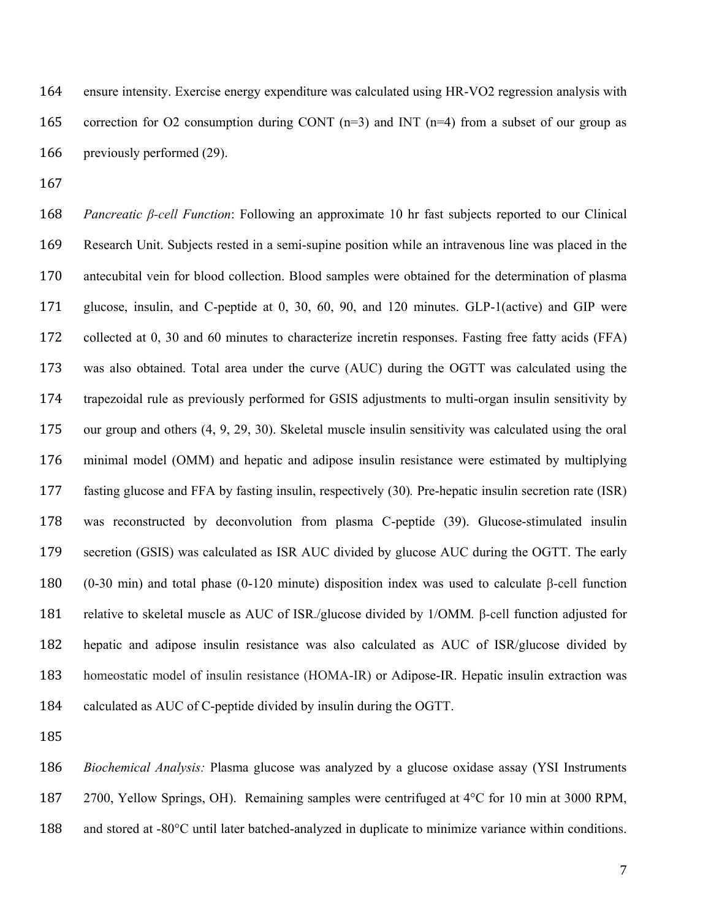ensure intensity. Exercise energy expenditure was calculated using HR-$VO_2$ regression analysis with correction for $O_2$ consumption during CONT (n=3) and INT (n=4) from a subset of our group as previously performed (29).

*Pancreatic β-cell Function*: Following an approximate 10 hr fast subjects reported to our Clinical Research Unit. Subjects rested in a semi-supine position while an intravenous line was placed in the antecubital vein for blood collection. Blood samples were obtained for the determination of plasma glucose, insulin, and C-peptide at 0, 30, 60, 90, and 120 minutes. GLP-1(active) and GIP were collected at 0, 30 and 60 minutes to characterize incretin responses. Fasting free fatty acids (FFA) was also obtained. Total area under the curve (AUC) during the OGTT was calculated using the trapezoidal rule as previously performed for GSIS adjustments to multi-organ insulin sensitivity by our group and others (4, 9, 29, 30). Skeletal muscle insulin sensitivity was calculated using the oral minimal model (OMM) and hepatic and adipose insulin resistance were estimated by multiplying fasting glucose and FFA by fasting insulin, respectively (30). Pre-hepatic insulin secretion rate (ISR) was reconstructed by deconvolution from plasma C-peptide (39). Glucose-stimulated insulin secretion (GSIS) was calculated as ISR AUC divided by glucose AUC during the OGTT. The early (0-30 min) and total phase (0-120 minute) disposition index was used to calculate β-cell function relative to skeletal muscle as AUC of ISR/glucose divided by 1/OMM. β-cell function adjusted for hepatic and adipose insulin resistance was also calculated as AUC of ISR/glucose divided by homeostatic model of insulin resistance (HOMA-IR) or Adipose-IR. Hepatic insulin extraction was calculated as AUC of C-peptide divided by insulin during the OGTT.

*Biochemical Analysis:* Plasma glucose was analyzed by a glucose oxidase assay (YSI Instruments 2700, Yellow Springs, OH). Remaining samples were centrifuged at 4°C for 10 min at 3000 RPM, and stored at -80°C until later batched-analyzed in duplicate to minimize variance within conditions.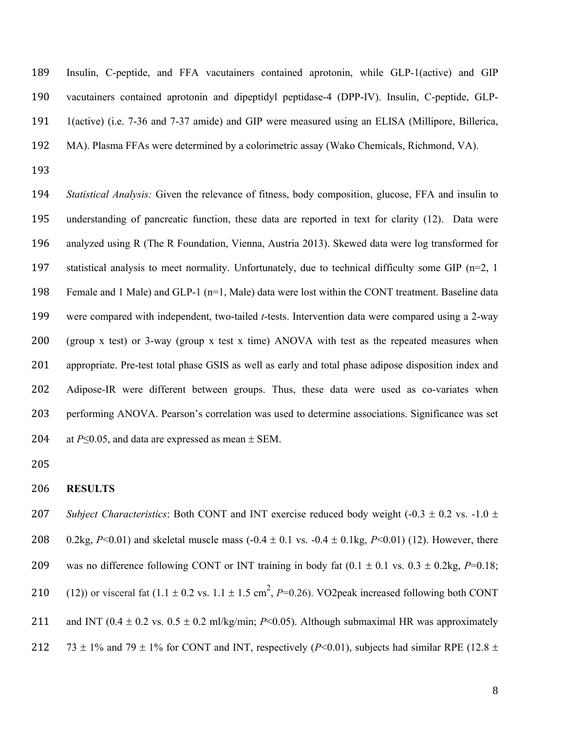Insulin, C-peptide, and FFA vacutainers contained aprotonin, while GLP-1(active) and GIP vacutainers contained aprotonin and dipeptidyl peptidase-4 (DPP-IV). Insulin, C-peptide, GLP-1(active) (i.e. 7-36 and 7-37 amide) and GIP were measured using an ELISA (Millipore, Billerica, MA). Plasma FFAs were determined by a colorimetric assay (Wako Chemicals, Richmond, VA).

*Statistical Analysis:* Given the relevance of fitness, body composition, glucose, FFA and insulin to understanding of pancreatic function, these data are reported in text for clarity (12). Data were analyzed using R (The R Foundation, Vienna, Austria 2013). Skewed data were log transformed for statistical analysis to meet normality. Unfortunately, due to technical difficulty some GIP (n=2, 1 Female and 1 Male) and GLP-1 (n=1, Male) data were lost within the CONT treatment. Baseline data were compared with independent, two-tailed *t*-tests. Intervention data were compared using a 2-way (group x test) or 3-way (group x test x time) ANOVA with test as the repeated measures when appropriate. Pre-test total phase GSIS as well as early and total phase adipose disposition index and Adipose-IR were different between groups. Thus, these data were used as co-variates when performing ANOVA. Pearson's correlation was used to determine associations. Significance was set at $P \leq 0.05$, and data are expressed as mean ± SEM.

**RESULTS**

*Subject Characteristics*: Both CONT and INT exercise reduced body weight (-0.3 ± 0.2 vs. -1.0 ± 0.2kg, $P<0.01$) and skeletal muscle mass (-0.4 ± 0.1 vs. -0.4 ± 0.1kg, $P<0.01$) (12). However, there was no difference following CONT or INT training in body fat (0.1 ± 0.1 vs. 0.3 ± 0.2kg, $P=0.18$; (12)) or visceral fat (1.1 ± 0.2 vs. 1.1 ± 1.5 $cm^2$, $P=0.26$). VO2peak increased following both CONT and INT (0.4 ± 0.2 vs. 0.5 ± 0.2 ml/kg/min; $P<0.05$). Although submaximal HR was approximately 73 ± 1% and 79 ± 1% for CONT and INT, respectively ($P<0.01$), subjects had similar RPE (12.8 ±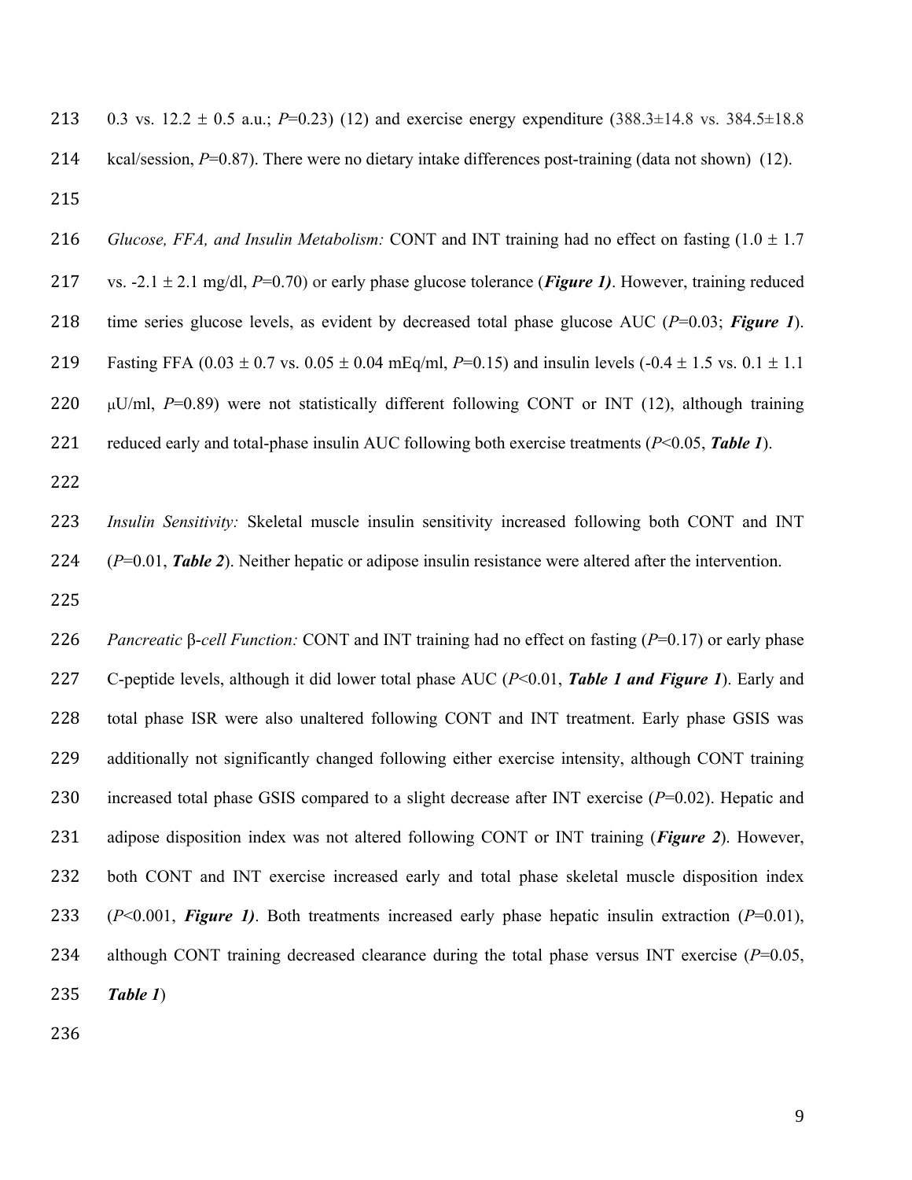0.3 vs. 12.2 ± 0.5 a.u.; *P*=0.23) (12) and exercise energy expenditure (388.3±14.8 vs. 384.5±18.8 kcal/session, *P*=0.87). There were no dietary intake differences post-training (data not shown) (12).

*Glucose, FFA, and Insulin Metabolism:* CONT and INT training had no effect on fasting (1.0 ± 1.7 vs. -2.1 ± 2.1 mg/dl, *P*=0.70) or early phase glucose tolerance (***Figure 1)***. However, training reduced time series glucose levels, as evident by decreased total phase glucose AUC (*P*=0.03; ***Figure 1***). Fasting FFA (0.03 ± 0.7 vs. 0.05 ± 0.04 mEq/ml, *P*=0.15) and insulin levels (-0.4 ± 1.5 vs. 0.1 ± 1.1 μU/ml, *P*=0.89) were not statistically different following CONT or INT (12), although training reduced early and total-phase insulin AUC following both exercise treatments (*P*<0.05, ***Table 1***).

*Insulin Sensitivity:* Skeletal muscle insulin sensitivity increased following both CONT and INT (*P*=0.01, ***Table 2***). Neither hepatic or adipose insulin resistance were altered after the intervention.

*Pancreatic* β*-cell Function:* CONT and INT training had no effect on fasting (*P*=0.17) or early phase C-peptide levels, although it did lower total phase AUC (*P*<0.01, ***Table 1 and Figure 1***). Early and total phase ISR were also unaltered following CONT and INT treatment. Early phase GSIS was additionally not significantly changed following either exercise intensity, although CONT training increased total phase GSIS compared to a slight decrease after INT exercise (*P*=0.02). Hepatic and adipose disposition index was not altered following CONT or INT training (***Figure 2***). However, both CONT and INT exercise increased early and total phase skeletal muscle disposition index (*P*<0.001, ***Figure 1)***. Both treatments increased early phase hepatic insulin extraction (*P*=0.01), although CONT training decreased clearance during the total phase versus INT exercise (*P*=0.05, ***Table 1***)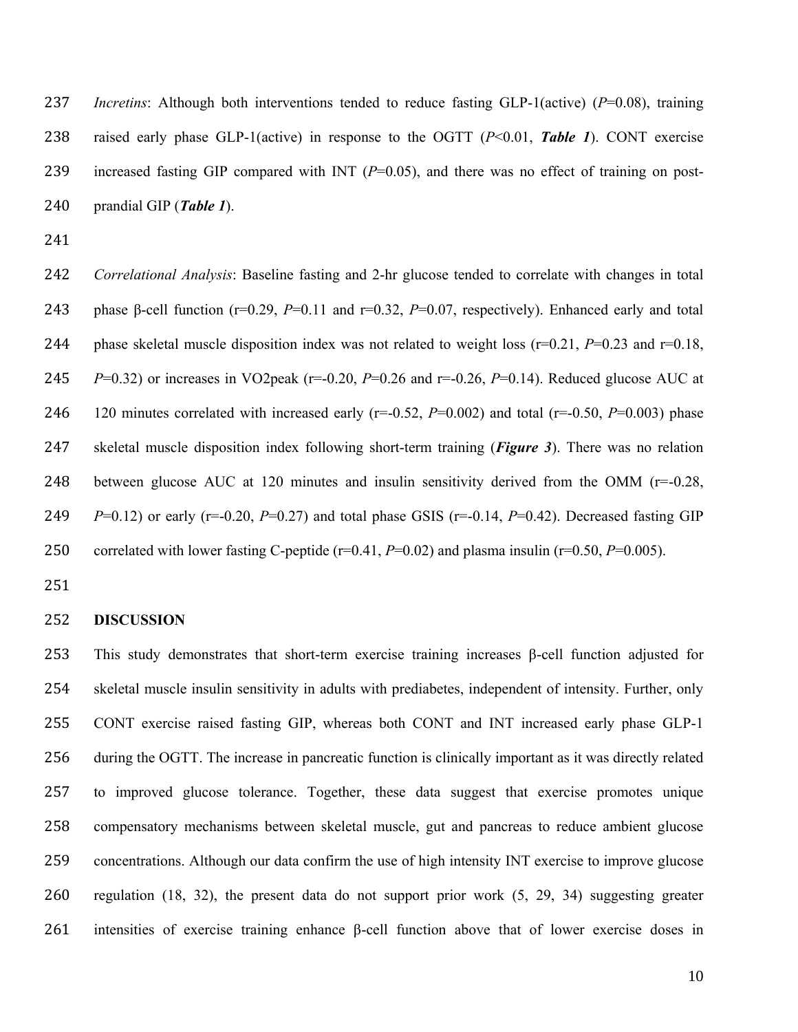*Incretins*: Although both interventions tended to reduce fasting GLP-1(active) ($P$=0.08), training raised early phase GLP-1(active) in response to the OGTT ($P$<0.01, ***Table 1***). CONT exercise increased fasting GIP compared with INT ($P$=0.05), and there was no effect of training on post-prandial GIP (***Table 1***).

*Correlational Analysis*: Baseline fasting and 2-hr glucose tended to correlate with changes in total phase β-cell function (r=0.29, $P$=0.11 and r=0.32, $P$=0.07, respectively). Enhanced early and total phase skeletal muscle disposition index was not related to weight loss (r=0.21, $P$=0.23 and r=0.18, $P$=0.32) or increases in VO2peak (r=-0.20, $P$=0.26 and r=-0.26, $P$=0.14). Reduced glucose AUC at 120 minutes correlated with increased early (r=-0.52, $P$=0.002) and total (r=-0.50, $P$=0.003) phase skeletal muscle disposition index following short-term training (***Figure 3***). There was no relation between glucose AUC at 120 minutes and insulin sensitivity derived from the OMM (r=-0.28, $P$=0.12) or early (r=-0.20, $P$=0.27) and total phase GSIS (r=-0.14, $P$=0.42). Decreased fasting GIP correlated with lower fasting C-peptide (r=0.41, $P$=0.02) and plasma insulin (r=0.50, $P$=0.005).

## DISCUSSION

This study demonstrates that short-term exercise training increases β-cell function adjusted for skeletal muscle insulin sensitivity in adults with prediabetes, independent of intensity. Further, only CONT exercise raised fasting GIP, whereas both CONT and INT increased early phase GLP-1 during the OGTT. The increase in pancreatic function is clinically important as it was directly related to improved glucose tolerance. Together, these data suggest that exercise promotes unique compensatory mechanisms between skeletal muscle, gut and pancreas to reduce ambient glucose concentrations. Although our data confirm the use of high intensity INT exercise to improve glucose regulation (18, 32), the present data do not support prior work (5, 29, 34) suggesting greater intensities of exercise training enhance β-cell function above that of lower exercise doses in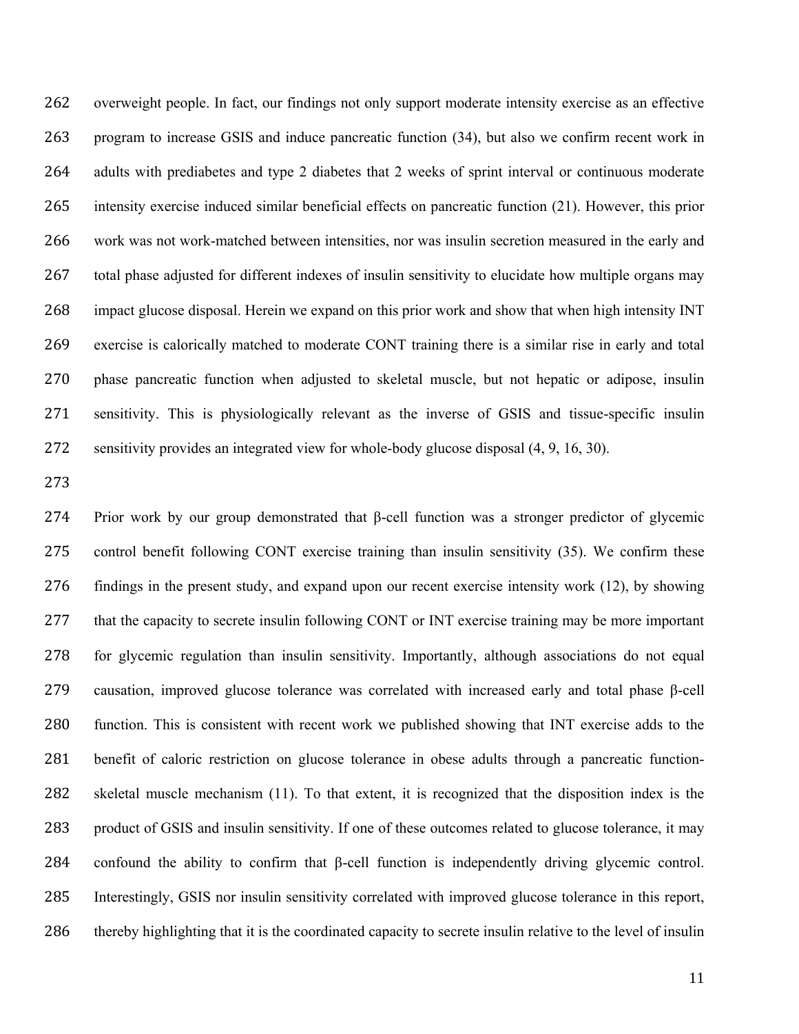overweight people. In fact, our findings not only support moderate intensity exercise as an effective program to increase GSIS and induce pancreatic function (34), but also we confirm recent work in adults with prediabetes and type 2 diabetes that 2 weeks of sprint interval or continuous moderate intensity exercise induced similar beneficial effects on pancreatic function (21). However, this prior work was not work-matched between intensities, nor was insulin secretion measured in the early and total phase adjusted for different indexes of insulin sensitivity to elucidate how multiple organs may impact glucose disposal. Herein we expand on this prior work and show that when high intensity INT exercise is calorically matched to moderate CONT training there is a similar rise in early and total phase pancreatic function when adjusted to skeletal muscle, but not hepatic or adipose, insulin sensitivity. This is physiologically relevant as the inverse of GSIS and tissue-specific insulin sensitivity provides an integrated view for whole-body glucose disposal (4, 9, 16, 30).

Prior work by our group demonstrated that β-cell function was a stronger predictor of glycemic control benefit following CONT exercise training than insulin sensitivity (35). We confirm these findings in the present study, and expand upon our recent exercise intensity work (12), by showing that the capacity to secrete insulin following CONT or INT exercise training may be more important for glycemic regulation than insulin sensitivity. Importantly, although associations do not equal causation, improved glucose tolerance was correlated with increased early and total phase β-cell function. This is consistent with recent work we published showing that INT exercise adds to the benefit of caloric restriction on glucose tolerance in obese adults through a pancreatic function-skeletal muscle mechanism (11). To that extent, it is recognized that the disposition index is the product of GSIS and insulin sensitivity. If one of these outcomes related to glucose tolerance, it may confound the ability to confirm that β-cell function is independently driving glycemic control. Interestingly, GSIS nor insulin sensitivity correlated with improved glucose tolerance in this report, thereby highlighting that it is the coordinated capacity to secrete insulin relative to the level of insulin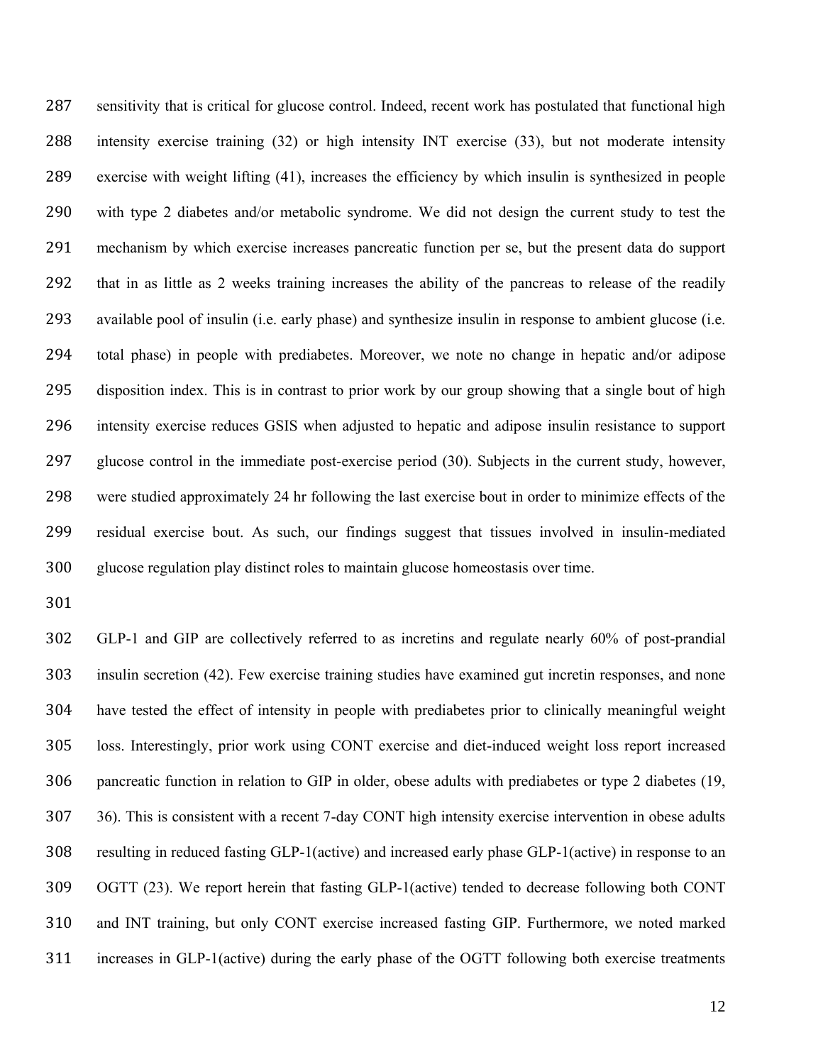sensitivity that is critical for glucose control. Indeed, recent work has postulated that functional high intensity exercise training (32) or high intensity INT exercise (33), but not moderate intensity exercise with weight lifting (41), increases the efficiency by which insulin is synthesized in people with type 2 diabetes and/or metabolic syndrome. We did not design the current study to test the mechanism by which exercise increases pancreatic function per se, but the present data do support that in as little as 2 weeks training increases the ability of the pancreas to release of the readily available pool of insulin (i.e. early phase) and synthesize insulin in response to ambient glucose (i.e. total phase) in people with prediabetes. Moreover, we note no change in hepatic and/or adipose disposition index. This is in contrast to prior work by our group showing that a single bout of high intensity exercise reduces GSIS when adjusted to hepatic and adipose insulin resistance to support glucose control in the immediate post-exercise period (30). Subjects in the current study, however, were studied approximately 24 hr following the last exercise bout in order to minimize effects of the residual exercise bout. As such, our findings suggest that tissues involved in insulin-mediated glucose regulation play distinct roles to maintain glucose homeostasis over time.

GLP-1 and GIP are collectively referred to as incretins and regulate nearly 60% of post-prandial insulin secretion (42). Few exercise training studies have examined gut incretin responses, and none have tested the effect of intensity in people with prediabetes prior to clinically meaningful weight loss. Interestingly, prior work using CONT exercise and diet-induced weight loss report increased pancreatic function in relation to GIP in older, obese adults with prediabetes or type 2 diabetes (19, 36). This is consistent with a recent 7-day CONT high intensity exercise intervention in obese adults resulting in reduced fasting GLP-1(active) and increased early phase GLP-1(active) in response to an OGTT (23). We report herein that fasting GLP-1(active) tended to decrease following both CONT and INT training, but only CONT exercise increased fasting GIP. Furthermore, we noted marked increases in GLP-1(active) during the early phase of the OGTT following both exercise treatments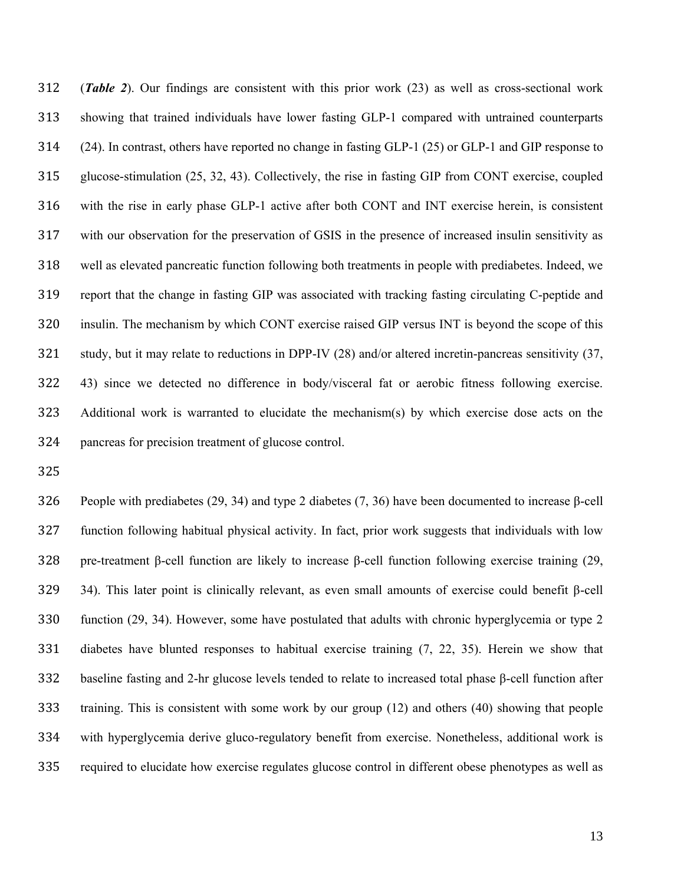(***Table 2***). Our findings are consistent with this prior work (23) as well as cross-sectional work showing that trained individuals have lower fasting GLP-1 compared with untrained counterparts (24). In contrast, others have reported no change in fasting GLP-1 (25) or GLP-1 and GIP response to glucose-stimulation (25, 32, 43). Collectively, the rise in fasting GIP from CONT exercise, coupled with the rise in early phase GLP-1 active after both CONT and INT exercise herein, is consistent with our observation for the preservation of GSIS in the presence of increased insulin sensitivity as well as elevated pancreatic function following both treatments in people with prediabetes. Indeed, we report that the change in fasting GIP was associated with tracking fasting circulating C-peptide and insulin. The mechanism by which CONT exercise raised GIP versus INT is beyond the scope of this study, but it may relate to reductions in DPP-IV (28) and/or altered incretin-pancreas sensitivity (37, 43) since we detected no difference in body/visceral fat or aerobic fitness following exercise. Additional work is warranted to elucidate the mechanism(s) by which exercise dose acts on the pancreas for precision treatment of glucose control.

People with prediabetes (29, 34) and type 2 diabetes (7, 36) have been documented to increase β-cell function following habitual physical activity. In fact, prior work suggests that individuals with low pre-treatment β-cell function are likely to increase β-cell function following exercise training (29, 34). This later point is clinically relevant, as even small amounts of exercise could benefit β-cell function (29, 34). However, some have postulated that adults with chronic hyperglycemia or type 2 diabetes have blunted responses to habitual exercise training (7, 22, 35). Herein we show that baseline fasting and 2-hr glucose levels tended to relate to increased total phase β-cell function after training. This is consistent with some work by our group (12) and others (40) showing that people with hyperglycemia derive gluco-regulatory benefit from exercise. Nonetheless, additional work is required to elucidate how exercise regulates glucose control in different obese phenotypes as well as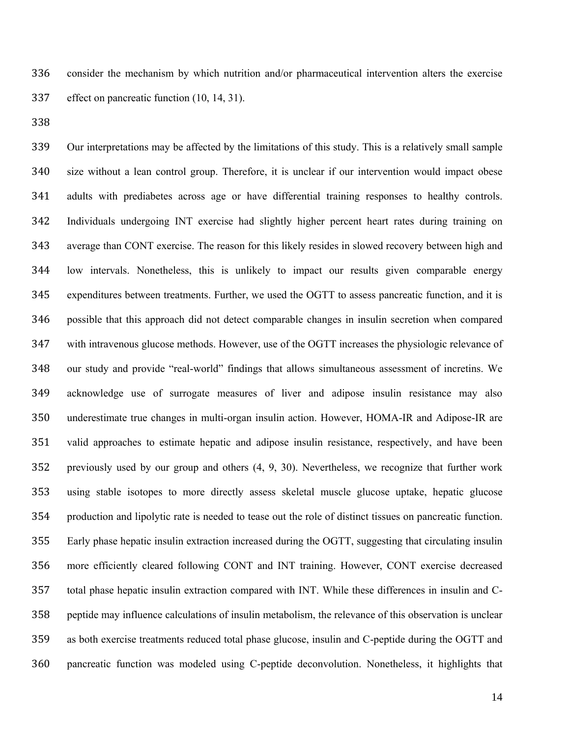consider the mechanism by which nutrition and/or pharmaceutical intervention alters the exercise effect on pancreatic function (10, 14, 31).

Our interpretations may be affected by the limitations of this study. This is a relatively small sample size without a lean control group. Therefore, it is unclear if our intervention would impact obese adults with prediabetes across age or have differential training responses to healthy controls. Individuals undergoing INT exercise had slightly higher percent heart rates during training on average than CONT exercise. The reason for this likely resides in slowed recovery between high and low intervals. Nonetheless, this is unlikely to impact our results given comparable energy expenditures between treatments. Further, we used the OGTT to assess pancreatic function, and it is possible that this approach did not detect comparable changes in insulin secretion when compared with intravenous glucose methods. However, use of the OGTT increases the physiologic relevance of our study and provide "real-world" findings that allows simultaneous assessment of incretins. We acknowledge use of surrogate measures of liver and adipose insulin resistance may also underestimate true changes in multi-organ insulin action. However, HOMA-IR and Adipose-IR are valid approaches to estimate hepatic and adipose insulin resistance, respectively, and have been previously used by our group and others (4, 9, 30). Nevertheless, we recognize that further work using stable isotopes to more directly assess skeletal muscle glucose uptake, hepatic glucose production and lipolytic rate is needed to tease out the role of distinct tissues on pancreatic function. Early phase hepatic insulin extraction increased during the OGTT, suggesting that circulating insulin more efficiently cleared following CONT and INT training. However, CONT exercise decreased total phase hepatic insulin extraction compared with INT. While these differences in insulin and C-peptide may influence calculations of insulin metabolism, the relevance of this observation is unclear as both exercise treatments reduced total phase glucose, insulin and C-peptide during the OGTT and pancreatic function was modeled using C-peptide deconvolution. Nonetheless, it highlights that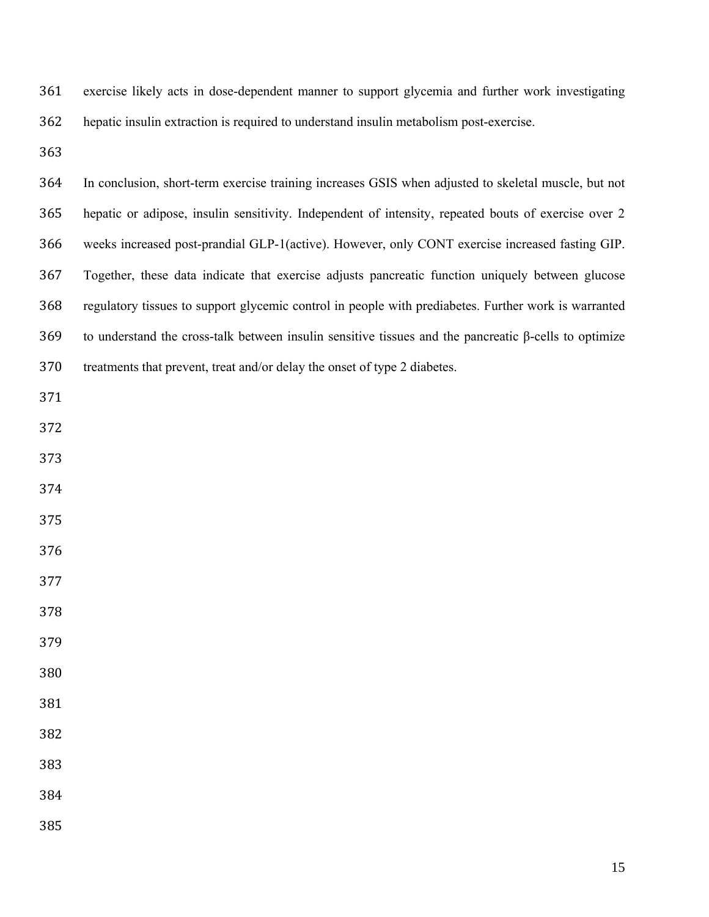exercise likely acts in dose-dependent manner to support glycemia and further work investigating hepatic insulin extraction is required to understand insulin metabolism post-exercise.

In conclusion, short-term exercise training increases GSIS when adjusted to skeletal muscle, but not hepatic or adipose, insulin sensitivity. Independent of intensity, repeated bouts of exercise over 2 weeks increased post-prandial GLP-1(active). However, only CONT exercise increased fasting GIP. Together, these data indicate that exercise adjusts pancreatic function uniquely between glucose regulatory tissues to support glycemic control in people with prediabetes. Further work is warranted to understand the cross-talk between insulin sensitive tissues and the pancreatic β-cells to optimize treatments that prevent, treat and/or delay the onset of type 2 diabetes.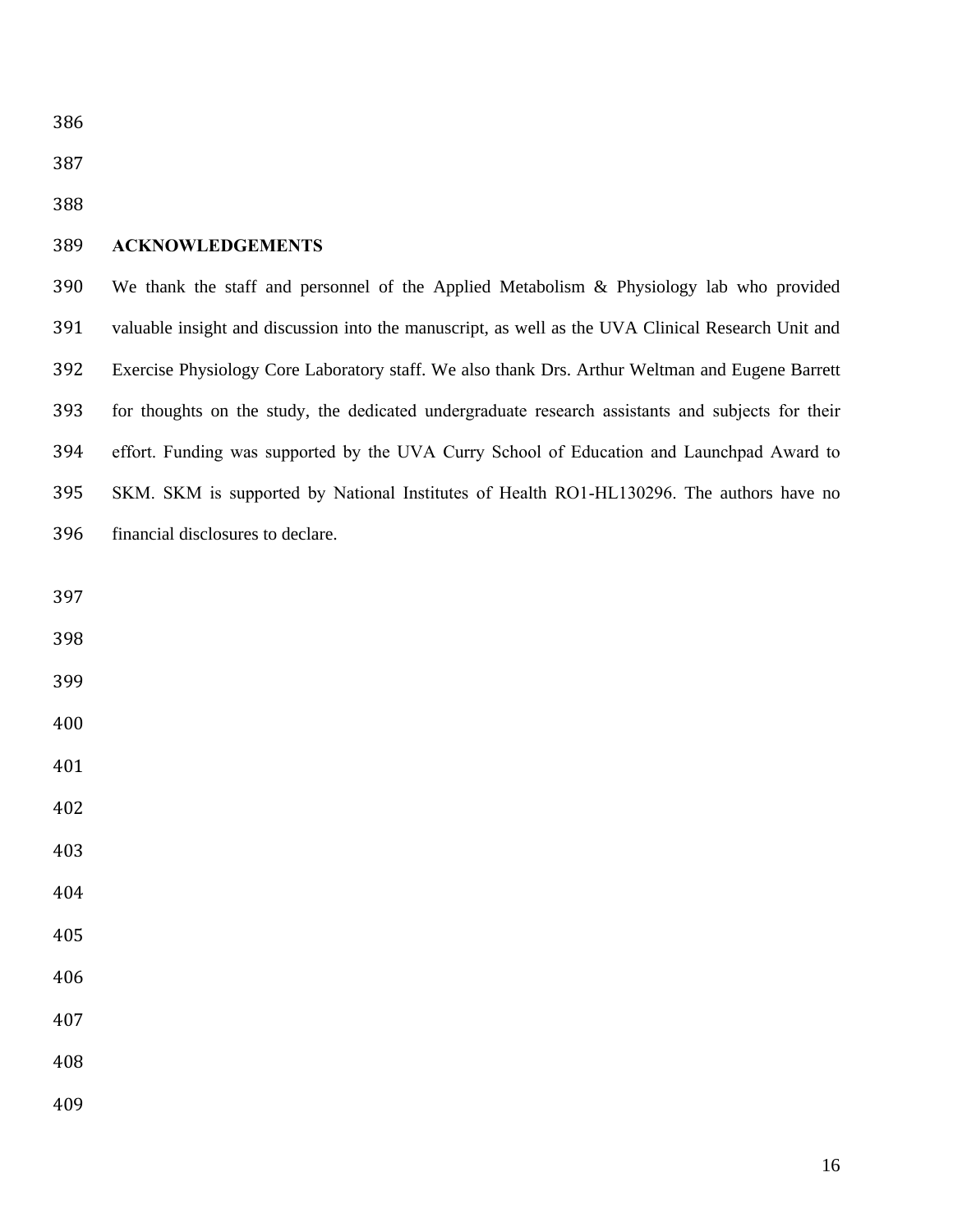## ACKNOWLEDGEMENTS

We thank the staff and personnel of the Applied Metabolism & Physiology lab who provided valuable insight and discussion into the manuscript, as well as the UVA Clinical Research Unit and Exercise Physiology Core Laboratory staff. We also thank Drs. Arthur Weltman and Eugene Barrett for thoughts on the study, the dedicated undergraduate research assistants and subjects for their effort. Funding was supported by the UVA Curry School of Education and Launchpad Award to SKM. SKM is supported by National Institutes of Health RO1-HL130296. The authors have no financial disclosures to declare.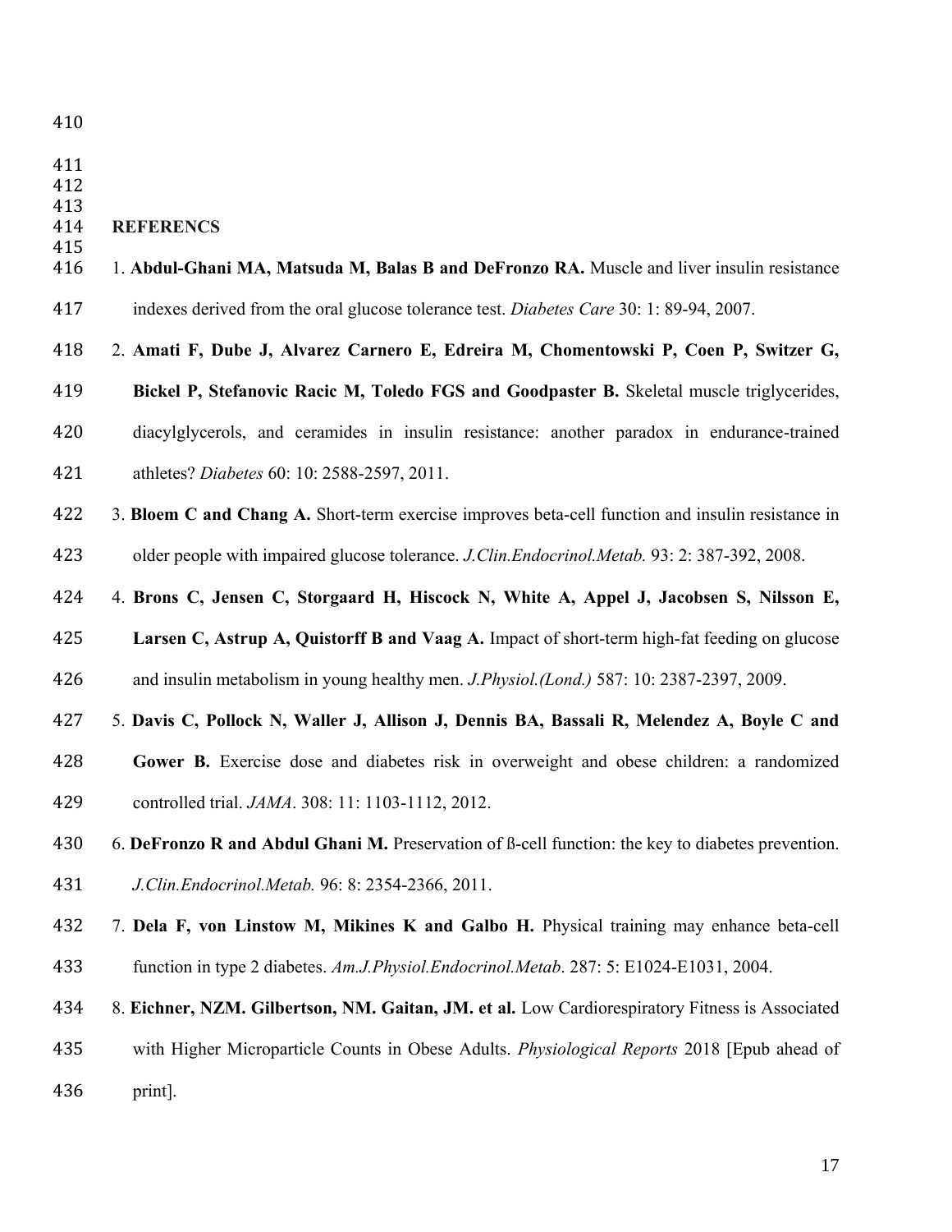## REFERENCNCS

1. **Abdul-Ghani MA, Matsuda M, Balas B and DeFronzo RA.** Muscle and liver insulin resistance indexes derived from the oral glucose tolerance test. *Diabetes Care* 30: 1: 89-94, 2007.

2. **Amati F, Dube J, Alvarez Carnero E, Edreira M, Chomentowski P, Coen P, Switzer G, Bickel P, Stefanovic Racic M, Toledo FGS and Goodpaster B.** Skeletal muscle triglycerides, diacylglycerols, and ceramides in insulin resistance: another paradox in endurance-trained athletes? *Diabetes* 60: 10: 2588-2597, 2011.

3. **Bloem C and Chang A.** Short-term exercise improves beta-cell function and insulin resistance in older people with impaired glucose tolerance. *J.Clin.Endocrinol.Metab.* 93: 2: 387-392, 2008.

4. **Brons C, Jensen C, Storgaard H, Hiscock N, White A, Appel J, Jacobsen S, Nilsson E, Larsen C, Astrup A, Quistorff B and Vaag A.** Impact of short-term high-fat feeding on glucose and insulin metabolism in young healthy men. *J.Physiol.(Lond.)* 587: 10: 2387-2397, 2009.

5. **Davis C, Pollock N, Waller J, Allison J, Dennis BA, Bassali R, Melendez A, Boyle C and Gower B.** Exercise dose and diabetes risk in overweight and obese children: a randomized controlled trial. *JAMA*. 308: 11: 1103-1112, 2012.

6. **DeFronzo R and Abdul Ghani M.** Preservation of ß-cell function: the key to diabetes prevention. *J.Clin.Endocrinol.Metab.* 96: 8: 2354-2366, 2011.

7. **Dela F, von Linstow M, Mikines K and Galbo H.** Physical training may enhance beta-cell function in type 2 diabetes. *Am.J.Physiol.Endocrinol.Metab*. 287: 5: E1024-E1031, 2004.

8. **Eichner, NZM. Gilbertson, NM. Gaitan, JM. et al.** Low Cardiorespiratory Fitness is Associated with Higher Microparticle Counts in Obese Adults. *Physiological Reports* 2018 [Epub ahead of print].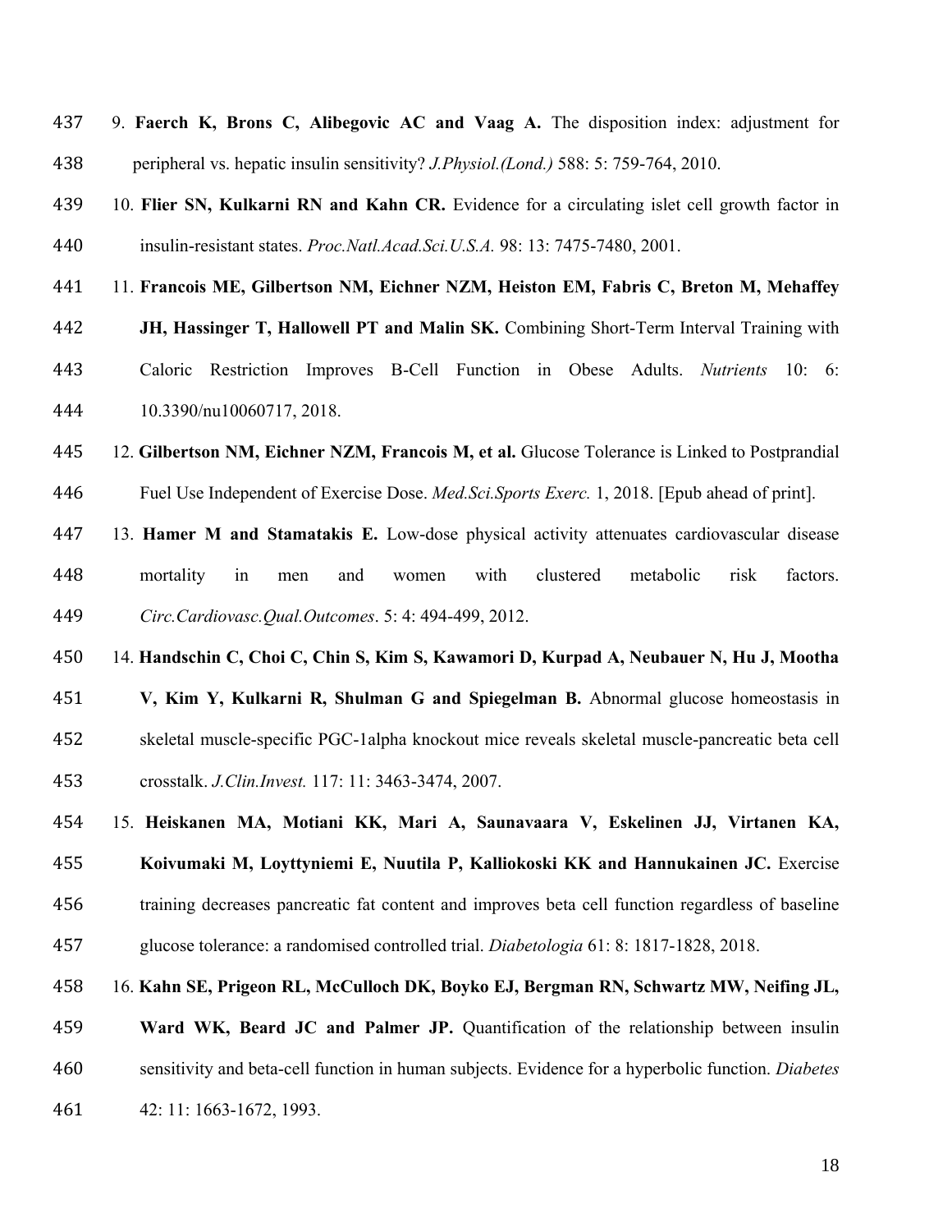9. **Faerch K, Brons C, Alibegovic AC and Vaag A.** The disposition index: adjustment for peripheral vs. hepatic insulin sensitivity? *J.Physiol.(Lond.)* 588: 5: 759-764, 2010.

10. **Flier SN, Kulkarni RN and Kahn CR.** Evidence for a circulating islet cell growth factor in insulin-resistant states. *Proc.Natl.Acad.Sci.U.S.A.* 98: 13: 7475-7480, 2001.

11. **Francois ME, Gilbertson NM, Eichner NZM, Heiston EM, Fabris C, Breton M, Mehaffey JH, Hassinger T, Hallowell PT and Malin SK.** Combining Short-Term Interval Training with Caloric Restriction Improves Β-Cell Function in Obese Adults. *Nutrients* 10: 6: 10.3390/nu10060717, 2018.

12. **Gilbertson NM, Eichner NZM, Francois M, et al.** Glucose Tolerance is Linked to Postprandial Fuel Use Independent of Exercise Dose. *Med.Sci.Sports Exerc.* 1, 2018. [Epub ahead of print].

13. **Hamer M and Stamatakis E.** Low-dose physical activity attenuates cardiovascular disease mortality in men and women with clustered metabolic risk factors. *Circ.Cardiovasc.Qual.Outcomes*. 5: 4: 494-499, 2012.

14. **Handschin C, Choi C, Chin S, Kim S, Kawamori D, Kurpad A, Neubauer N, Hu J, Mootha V, Kim Y, Kulkarni R, Shulman G and Spiegelman B.** Abnormal glucose homeostasis in skeletal muscle-specific PGC-1alpha knockout mice reveals skeletal muscle-pancreatic beta cell crosstalk. *J.Clin.Invest.* 117: 11: 3463-3474, 2007.

15. **Heiskanen MA, Motiani KK, Mari A, Saunavaara V, Eskelinen JJ, Virtanen KA, Koivumaki M, Loyttyniemi E, Nuutila P, Kalliokoski KK and Hannukainen JC.** Exercise training decreases pancreatic fat content and improves beta cell function regardless of baseline glucose tolerance: a randomised controlled trial. *Diabetologia* 61: 8: 1817-1828, 2018.

16. **Kahn SE, Prigeon RL, McCulloch DK, Boyko EJ, Bergman RN, Schwartz MW, Neifing JL, Ward WK, Beard JC and Palmer JP.** Quantification of the relationship between insulin sensitivity and beta-cell function in human subjects. Evidence for a hyperbolic function. *Diabetes* 42: 11: 1663-1672, 1993.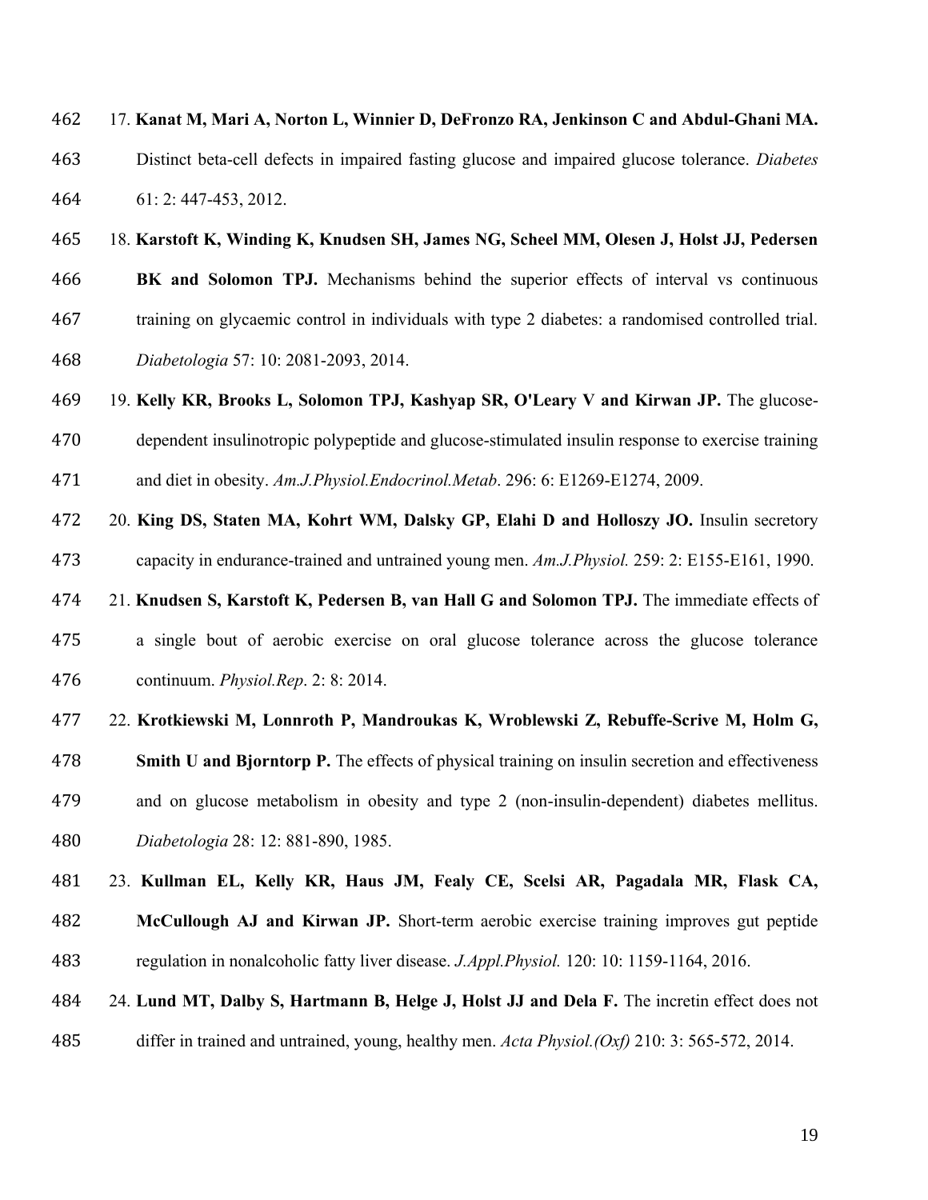17. **Kanat M, Mari A, Norton L, Winnier D, DeFronzo RA, Jenkinson C and Abdul-Ghani MA.** Distinct beta-cell defects in impaired fasting glucose and impaired glucose tolerance. *Diabetes* 61: 2: 447-453, 2012.

18. **Karstoft K, Winding K, Knudsen SH, James NG, Scheel MM, Olesen J, Holst JJ, Pedersen BK and Solomon TPJ.** Mechanisms behind the superior effects of interval vs continuous training on glycaemic control in individuals with type 2 diabetes: a randomised controlled trial. *Diabetologia* 57: 10: 2081-2093, 2014.

19. **Kelly KR, Brooks L, Solomon TPJ, Kashyap SR, O'Leary V and Kirwan JP.** The glucose-dependent insulinotropic polypeptide and glucose-stimulated insulin response to exercise training and diet in obesity. *Am.J.Physiol.Endocrinol.Metab*. 296: 6: E1269-E1274, 2009.

20. **King DS, Staten MA, Kohrt WM, Dalsky GP, Elahi D and Holloszy JO.** Insulin secretory capacity in endurance-trained and untrained young men. *Am.J.Physiol.* 259: 2: E155-E161, 1990.

21. **Knudsen S, Karstoft K, Pedersen B, van Hall G and Solomon TPJ.** The immediate effects of a single bout of aerobic exercise on oral glucose tolerance across the glucose tolerance continuum. *Physiol.Rep*. 2: 8: 2014.

22. **Krotkiewski M, Lonnroth P, Mandroukas K, Wroblewski Z, Rebuffe-Scrive M, Holm G, Smith U and Bjorntorp P.** The effects of physical training on insulin secretion and effectiveness and on glucose metabolism in obesity and type 2 (non-insulin-dependent) diabetes mellitus. *Diabetologia* 28: 12: 881-890, 1985.

23. **Kullman EL, Kelly KR, Haus JM, Fealy CE, Scelsi AR, Pagadala MR, Flask CA, McCullough AJ and Kirwan JP.** Short-term aerobic exercise training improves gut peptide regulation in nonalcoholic fatty liver disease. *J.Appl.Physiol.* 120: 10: 1159-1164, 2016.

24. **Lund MT, Dalby S, Hartmann B, Helge J, Holst JJ and Dela F.** The incretin effect does not differ in trained and untrained, young, healthy men. *Acta Physiol.(Oxf)* 210: 3: 565-572, 2014.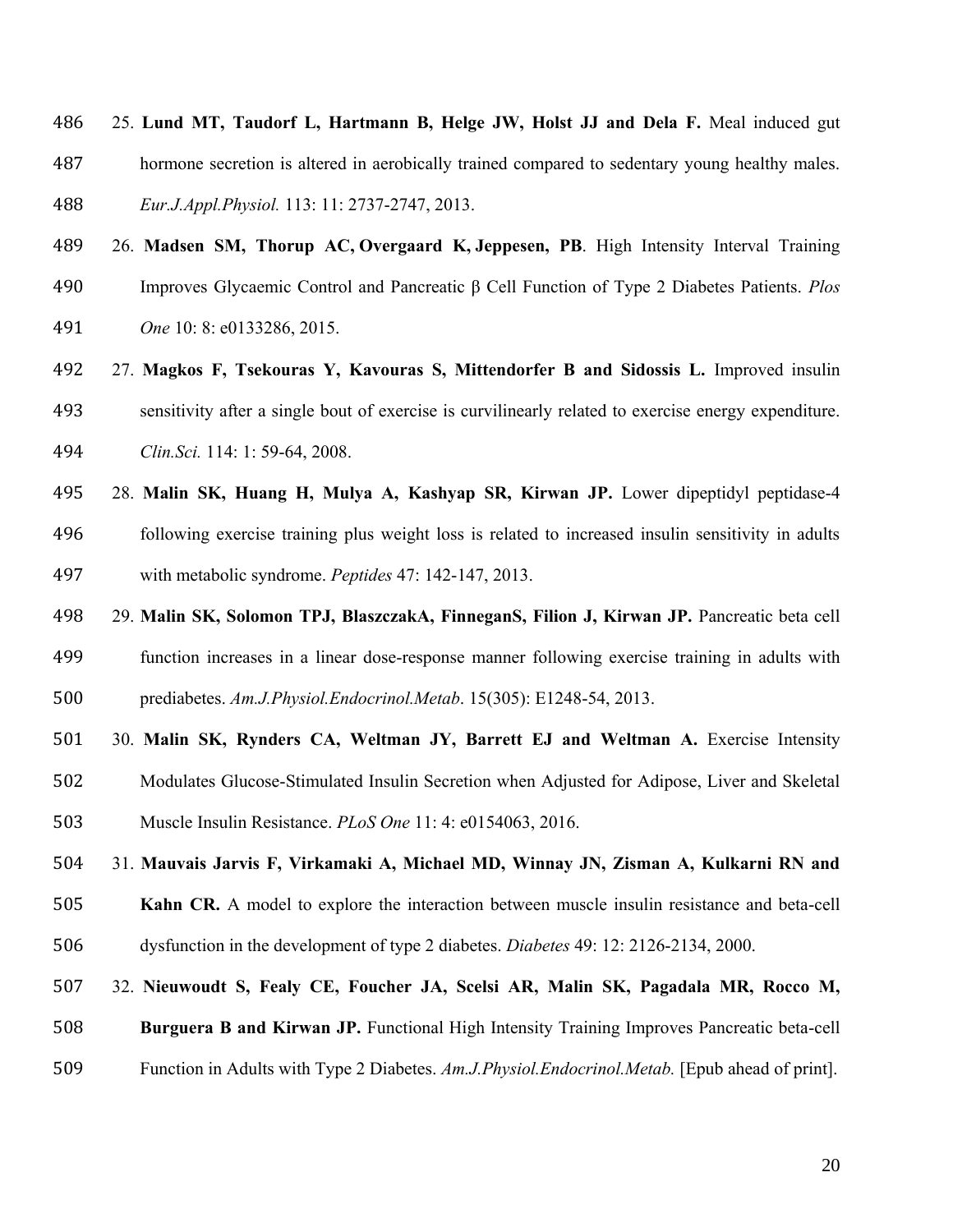25. **Lund MT, Taudorf L, Hartmann B, Helge JW, Holst JJ and Dela F.** Meal induced gut hormone secretion is altered in aerobically trained compared to sedentary young healthy males. *Eur.J.Appl.Physiol.* 113: 11: 2737-2747, 2013.

26. **Madsen SM, Thorup AC, Overgaard K, Jeppesen, PB**. High Intensity Interval Training Improves Glycaemic Control and Pancreatic β Cell Function of Type 2 Diabetes Patients. *Plos One* 10: 8: e0133286, 2015.

27. **Magkos F, Tsekouras Y, Kavouras S, Mittendorfer B and Sidossis L.** Improved insulin sensitivity after a single bout of exercise is curvilinearly related to exercise energy expenditure. *Clin.Sci.* 114: 1: 59-64, 2008.

28. **Malin SK, Huang H, Mulya A, Kashyap SR, Kirwan JP.** Lower dipeptidyl peptidase-4 following exercise training plus weight loss is related to increased insulin sensitivity in adults with metabolic syndrome. *Peptides* 47: 142-147, 2013.

29. **Malin SK, Solomon TPJ, BlaszczakA, FinneganS, Filion J, Kirwan JP.** Pancreatic beta cell function increases in a linear dose-response manner following exercise training in adults with prediabetes. *Am.J.Physiol.Endocrinol.Metab*. 15(305): E1248-54, 2013.

30. **Malin SK, Rynders CA, Weltman JY, Barrett EJ and Weltman A.** Exercise Intensity Modulates Glucose-Stimulated Insulin Secretion when Adjusted for Adipose, Liver and Skeletal Muscle Insulin Resistance. *PLoS One* 11: 4: e0154063, 2016.

31. **Mauvais Jarvis F, Virkamaki A, Michael MD, Winnay JN, Zisman A, Kulkarni RN and Kahn CR.** A model to explore the interaction between muscle insulin resistance and beta-cell dysfunction in the development of type 2 diabetes. *Diabetes* 49: 12: 2126-2134, 2000.

32. **Nieuwoudt S, Fealy CE, Foucher JA, Scelsi AR, Malin SK, Pagadala MR, Rocco M, Burguera B and Kirwan JP.** Functional High Intensity Training Improves Pancreatic beta-cell Function in Adults with Type 2 Diabetes. *Am.J.Physiol.Endocrinol.Metab.* [Epub ahead of print].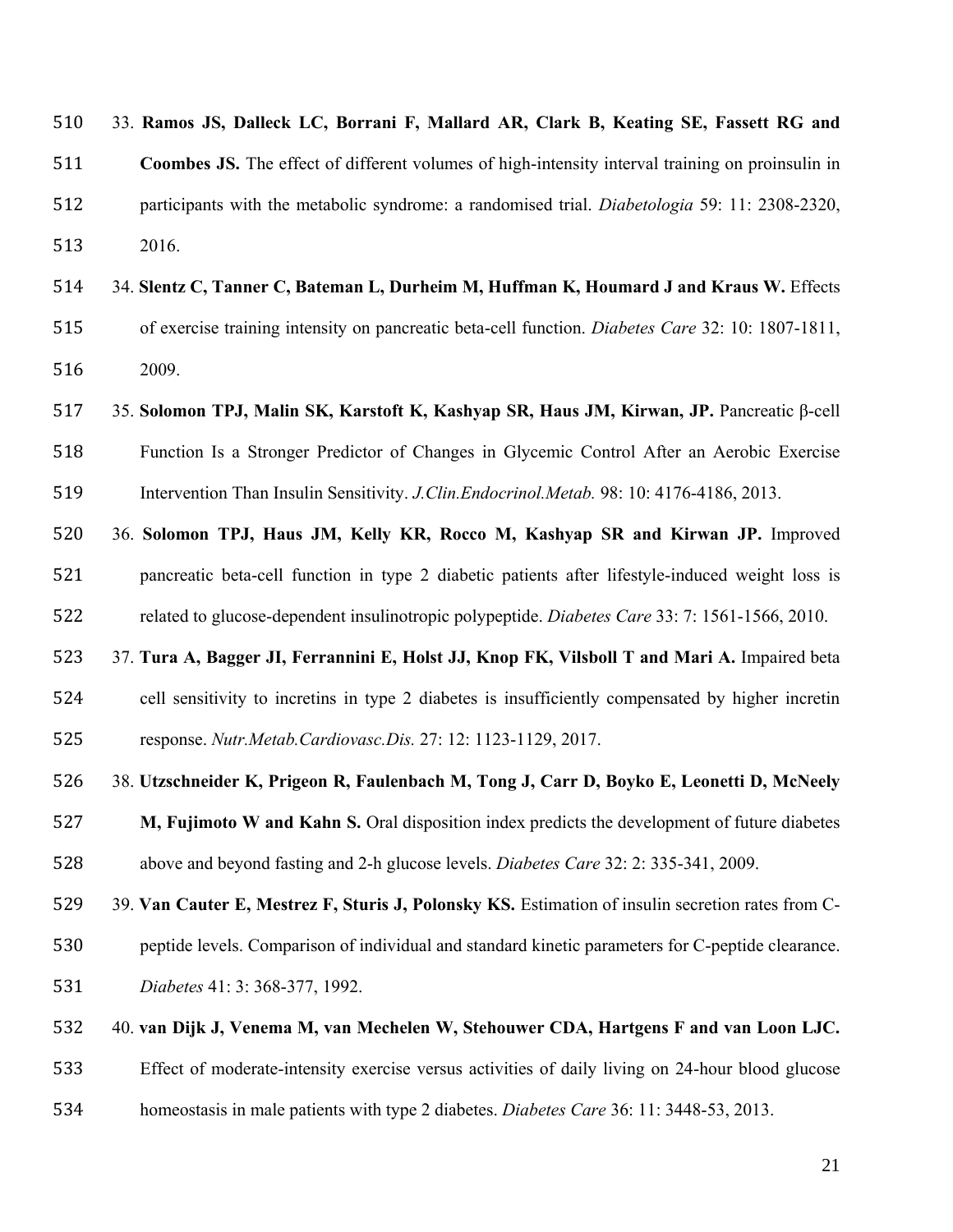33. **Ramos JS, Dalleck LC, Borrani F, Mallard AR, Clark B, Keating SE, Fassett RG and Coombes JS.** The effect of different volumes of high-intensity interval training on proinsulin in participants with the metabolic syndrome: a randomised trial. *Diabetologia* 59: 11: 2308-2320, 2016.

34. **Slentz C, Tanner C, Bateman L, Durheim M, Huffman K, Houmard J and Kraus W.** Effects of exercise training intensity on pancreatic beta-cell function. *Diabetes Care* 32: 10: 1807-1811, 2009.

35. **Solomon TPJ, Malin SK, Karstoft K, Kashyap SR, Haus JM, Kirwan, JP.** Pancreatic β-cell Function Is a Stronger Predictor of Changes in Glycemic Control After an Aerobic Exercise Intervention Than Insulin Sensitivity. *J.Clin.Endocrinol.Metab.* 98: 10: 4176-4186, 2013.

36. **Solomon TPJ, Haus JM, Kelly KR, Rocco M, Kashyap SR and Kirwan JP.** Improved pancreatic beta-cell function in type 2 diabetic patients after lifestyle-induced weight loss is related to glucose-dependent insulinotropic polypeptide. *Diabetes Care* 33: 7: 1561-1566, 2010.

37. **Tura A, Bagger JI, Ferrannini E, Holst JJ, Knop FK, Vilsboll T and Mari A.** Impaired beta cell sensitivity to incretins in type 2 diabetes is insufficiently compensated by higher incretin response. *Nutr.Metab.Cardiovasc.Dis.* 27: 12: 1123-1129, 2017.

38. **Utzschneider K, Prigeon R, Faulenbach M, Tong J, Carr D, Boyko E, Leonetti D, McNeely M, Fujimoto W and Kahn S.** Oral disposition index predicts the development of future diabetes above and beyond fasting and 2-h glucose levels. *Diabetes Care* 32: 2: 335-341, 2009.

39. **Van Cauter E, Mestrez F, Sturis J, Polonsky KS.** Estimation of insulin secretion rates from C-peptide levels. Comparison of individual and standard kinetic parameters for C-peptide clearance. *Diabetes* 41: 3: 368-377, 1992.

40. **van Dijk J, Venema M, van Mechelen W, Stehouwer CDA, Hartgens F and van Loon LJC.** Effect of moderate-intensity exercise versus activities of daily living on 24-hour blood glucose homeostasis in male patients with type 2 diabetes. *Diabetes Care* 36: 11: 3448-53, 2013.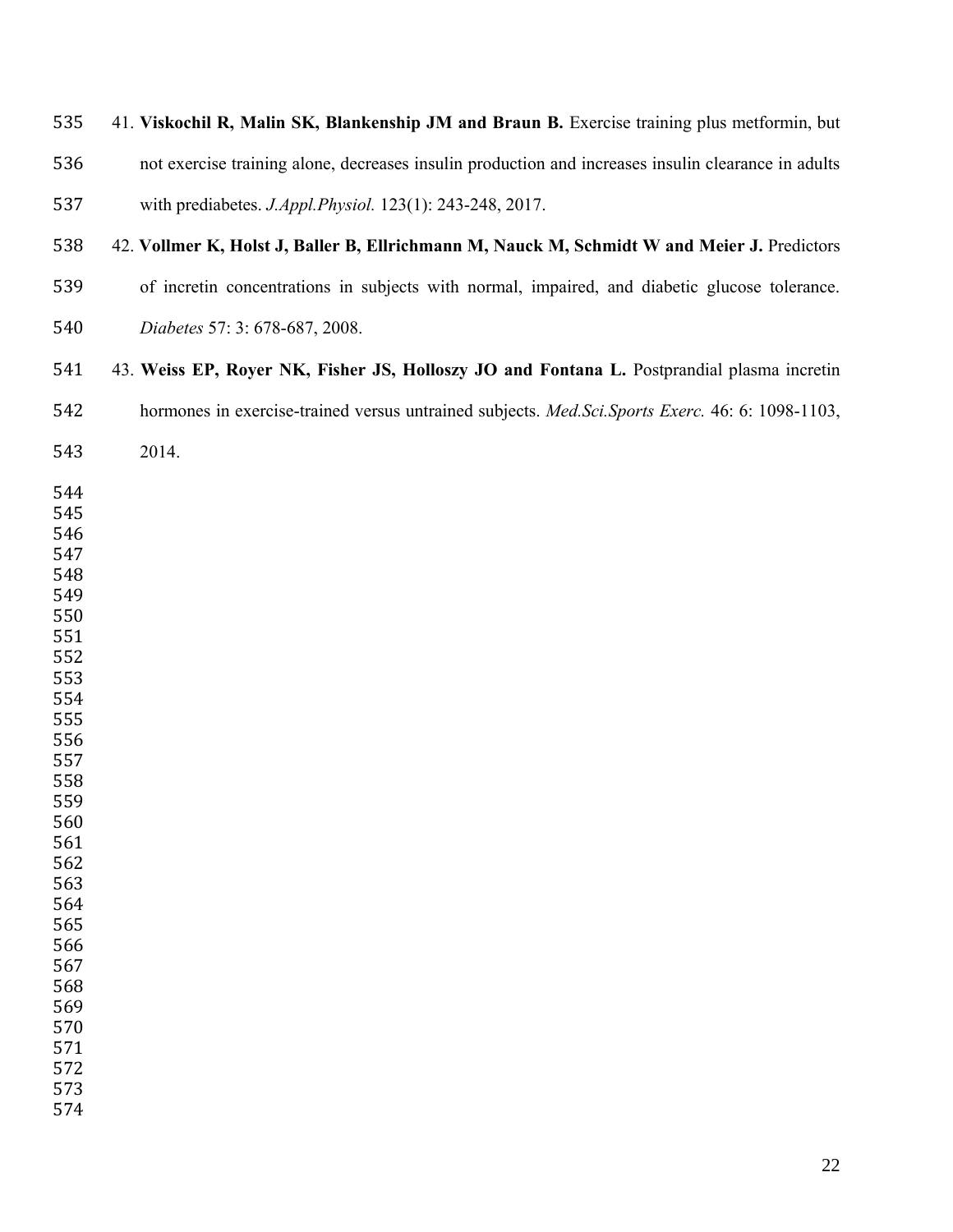41. **Viskochil R, Malin SK, Blankenship JM and Braun B.** Exercise training plus metformin, but not exercise training alone, decreases insulin production and increases insulin clearance in adults with prediabetes. *J.Appl.Physiol.* 123(1): 243-248, 2017.

42. **Vollmer K, Holst J, Baller B, Ellrichmann M, Nauck M, Schmidt W and Meier J.** Predictors of incretin concentrations in subjects with normal, impaired, and diabetic glucose tolerance. *Diabetes* 57: 3: 678-687, 2008.

43. **Weiss EP, Royer NK, Fisher JS, Holloszy JO and Fontana L.** Postprandial plasma incretin hormones in exercise-trained versus untrained subjects. *Med.Sci.Sports Exerc.* 46: 6: 1098-1103, 2014.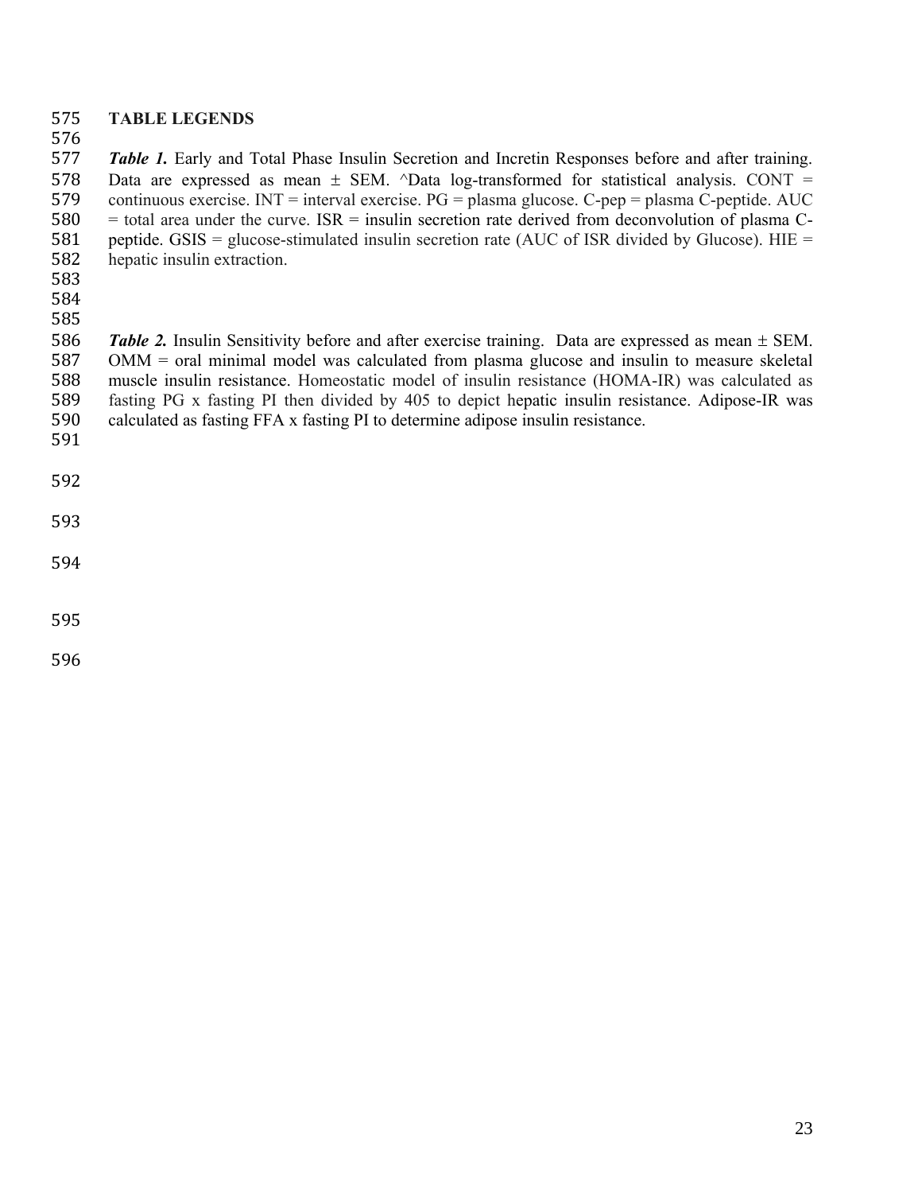**TABLE LEGENDS**

***Table 1.*** Early and Total Phase Insulin Secretion and Incretin Responses before and after training. Data are expressed as mean ± SEM. ^Data log-transformed for statistical analysis. CONT = continuous exercise. INT = interval exercise. PG = plasma glucose. C-pep = plasma C-peptide. AUC = total area under the curve. ISR = insulin secretion rate derived from deconvolution of plasma C-peptide. GSIS = glucose-stimulated insulin secretion rate (AUC of ISR divided by Glucose). HIE = hepatic insulin extraction.

***Table 2.*** Insulin Sensitivity before and after exercise training. Data are expressed as mean ± SEM. OMM = oral minimal model was calculated from plasma glucose and insulin to measure skeletal muscle insulin resistance. Homeostatic model of insulin resistance (HOMA-IR) was calculated as fasting PG x fasting PI then divided by 405 to depict hepatic insulin resistance. Adipose-IR was calculated as fasting FFA x fasting PI to determine adipose insulin resistance.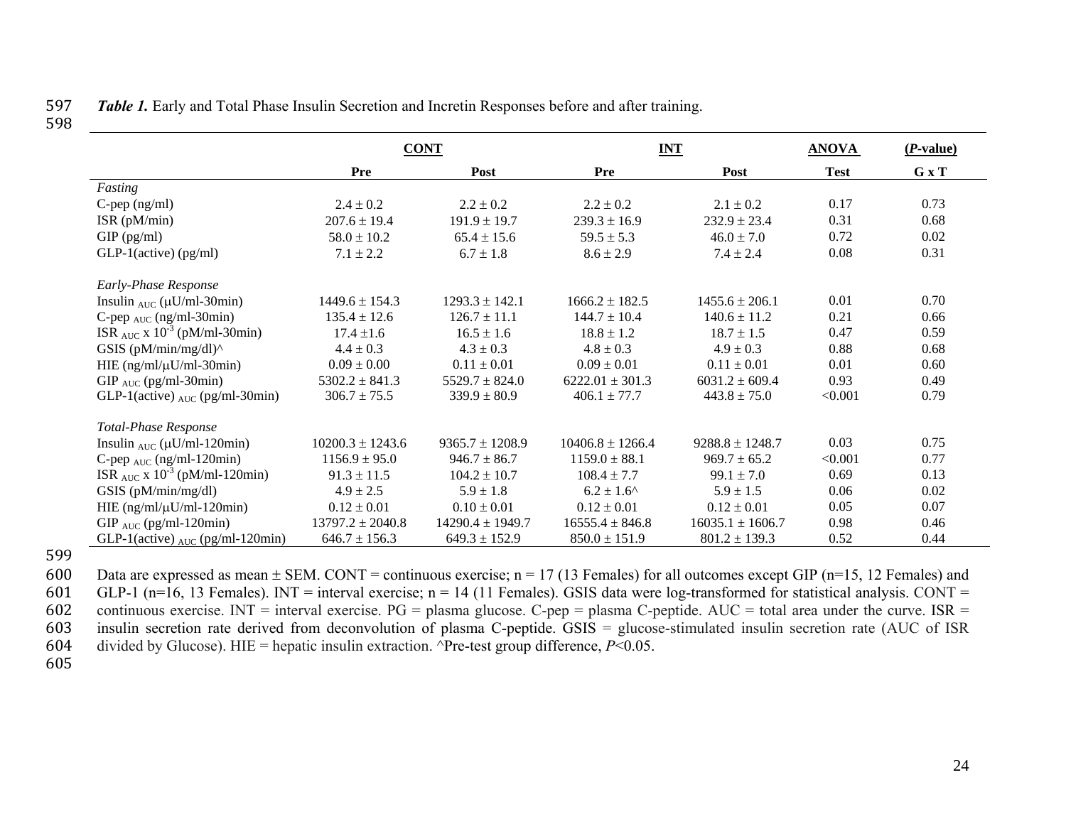***Table 1.*** Early and Total Phase Insulin Secretion and Incretin Responses before and after training.

| | CONT | | INT | | ANOVA | (*P*-value) |
|---|---|---|---|---|---|---|
| | **Pre** | **Post** | **Pre** | **Post** | **Test** | **G x T** |
| *Fasting* | | | | | | |
| C-pep (ng/ml) | 2.4 ± 0.2 | 2.2 ± 0.2 | 2.2 ± 0.2 | 2.1 ± 0.2 | 0.17 | 0.73 |
| ISR (pM/min) | 207.6 ± 19.4 | 191.9 ± 19.7 | 239.3 ± 16.9 | 232.9 ± 23.4 | 0.31 | 0.68 |
| GIP (pg/ml) | 58.0 ± 10.2 | 65.4 ± 15.6 | 59.5 ± 5.3 | 46.0 ± 7.0 | 0.72 | 0.02 |
| GLP-1(active) (pg/ml) | 7.1 ± 2.2 | 6.7 ± 1.8 | 8.6 ± 2.9 | 7.4 ± 2.4 | 0.08 | 0.31 |
| *Early-Phase Response* | | | | | | |
| Insulin $_{AUC}$ (μU/ml-30min) | 1449.6 ± 154.3 | 1293.3 ± 142.1 | 1666.2 ± 182.5 | 1455.6 ± 206.1 | 0.01 | 0.70 |
| C-pep $_{AUC}$ (ng/ml-30min) | 135.4 ± 12.6 | 126.7 ± 11.1 | 144.7 ± 10.4 | 140.6 ± 11.2 | 0.21 | 0.66 |
| ISR $_{AUC}$ x $10^{-3}$ (pM/ml-30min) | 17.4 ±1.6 | 16.5 ± 1.6 | 18.8 ± 1.2 | 18.7 ± 1.5 | 0.47 | 0.59 |
| GSIS (pM/min/mg/dl)^ | 4.4 ± 0.3 | 4.3 ± 0.3 | 4.8 ± 0.3 | 4.9 ± 0.3 | 0.88 | 0.68 |
| HIE (ng/ml/μU/ml-30min) | 0.09 ± 0.00 | 0.11 ± 0.01 | 0.09 ± 0.01 | 0.11 ± 0.01 | 0.01 | 0.60 |
| GIP $_{AUC}$ (pg/ml-30min) | 5302.2 ± 841.3 | 5529.7 ± 824.0 | 6222.01 ± 301.3 | 6031.2 ± 609.4 | 0.93 | 0.49 |
| GLP-1(active) $_{AUC}$ (pg/ml-30min) | 306.7 ± 75.5 | 339.9 ± 80.9 | 406.1 ± 77.7 | 443.8 ± 75.0 | <0.001 | 0.79 |
| *Total-Phase Response* | | | | | | |
| Insulin $_{AUC}$ (μU/ml-120min) | 10200.3 ± 1243.6 | 9365.7 ± 1208.9 | 10406.8 ± 1266.4 | 9288.8 ± 1248.7 | 0.03 | 0.75 |
| C-pep $_{AUC}$ (ng/ml-120min) | 1156.9 ± 95.0 | 946.7 ± 86.7 | 1159.0 ± 88.1 | 969.7 ± 65.2 | <0.001 | 0.77 |
| ISR $_{AUC}$ x $10^{-3}$ (pM/ml-120min) | 91.3 ± 11.5 | 104.2 ± 10.7 | 108.4 ± 7.7 | 99.1 ± 7.0 | 0.69 | 0.13 |
| GSIS (pM/min/mg/dl) | 4.9 ± 2.5 | 5.9 ± 1.8 | 6.2 ± 1.6^ | 5.9 ± 1.5 | 0.06 | 0.02 |
| HIE (ng/ml/μU/ml-120min) | 0.12 ± 0.01 | 0.10 ± 0.01 | 0.12 ± 0.01 | 0.12 ± 0.01 | 0.05 | 0.07 |
| GIP $_{AUC}$ (pg/ml-120min) | 13797.2 ± 2040.8 | 14290.4 ± 1949.7 | 16555.4 ± 846.8 | 16035.1 ± 1606.7 | 0.98 | 0.46 |
| GLP-1(active) $_{AUC}$ (pg/ml-120min) | 646.7 ± 156.3 | 649.3 ± 152.9 | 850.0 ± 151.9 | 801.2 ± 139.3 | 0.52 | 0.44 |

Data are expressed as mean ± SEM. CONT = continuous exercise; n = 17 (13 Females) for all outcomes except GIP (n=15, 12 Females) and GLP-1 (n=16, 13 Females). INT = interval exercise; n = 14 (11 Females). GSIS data were log-transformed for statistical analysis. CONT = continuous exercise. INT = interval exercise. PG = plasma glucose. C-pep = plasma C-peptide. AUC = total area under the curve. ISR = insulin secretion rate derived from deconvolution of plasma C-peptide. GSIS = glucose-stimulated insulin secretion rate (AUC of ISR divided by Glucose). HIE = hepatic insulin extraction. ^Pre-test group difference, $P<0.05$.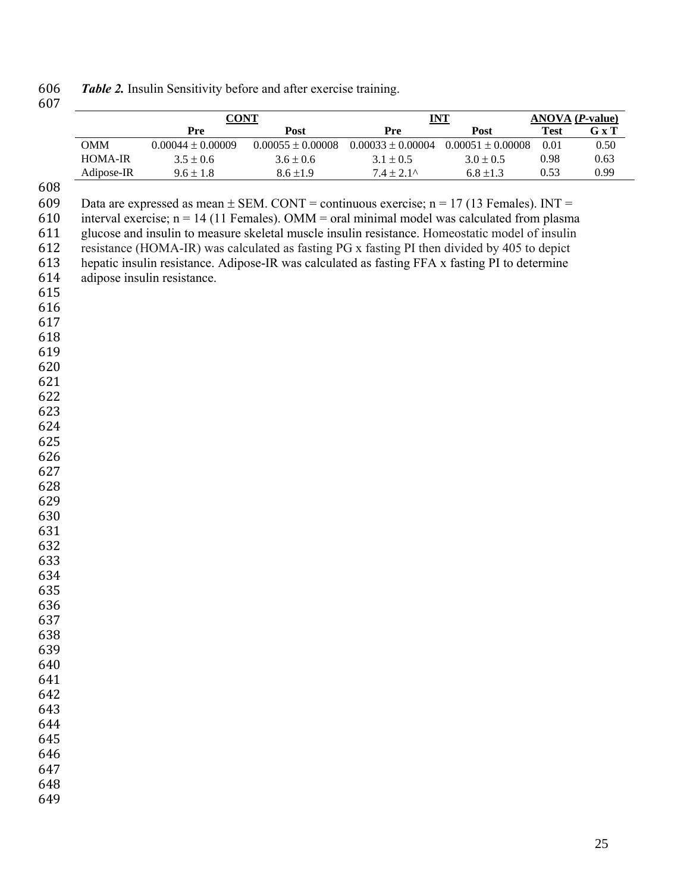***Table 2.*** Insulin Sensitivity before and after exercise training.

| | CONT | | INT | | ANOVA (*P*-value) | |
|---|---|---|---|---|---|---|
| | **Pre** | **Post** | **Pre** | **Post** | **Test** | **G x T** |
| OMM | 0.00044 ± 0.00009 | 0.00055 ± 0.00008 | 0.00033 ± 0.00004 | 0.00051 ± 0.00008 | 0.01 | 0.50 |
| HOMA-IR | 3.5 ± 0.6 | 3.6 ± 0.6 | 3.1 ± 0.5 | 3.0 ± 0.5 | 0.98 | 0.63 |
| Adipose-IR | 9.6 ± 1.8 | 8.6 ±1.9 | 7.4 ± 2.1^ | 6.8 ±1.3 | 0.53 | 0.99 |

Data are expressed as mean ± SEM. CONT = continuous exercise; n = 17 (13 Females). INT = interval exercise; n = 14 (11 Females). OMM = oral minimal model was calculated from plasma glucose and insulin to measure skeletal muscle insulin resistance. Homeostatic model of insulin resistance (HOMA-IR) was calculated as fasting PG x fasting PI then divided by 405 to depict hepatic insulin resistance. Adipose-IR was calculated as fasting FFA x fasting PI to determine adipose insulin resistance.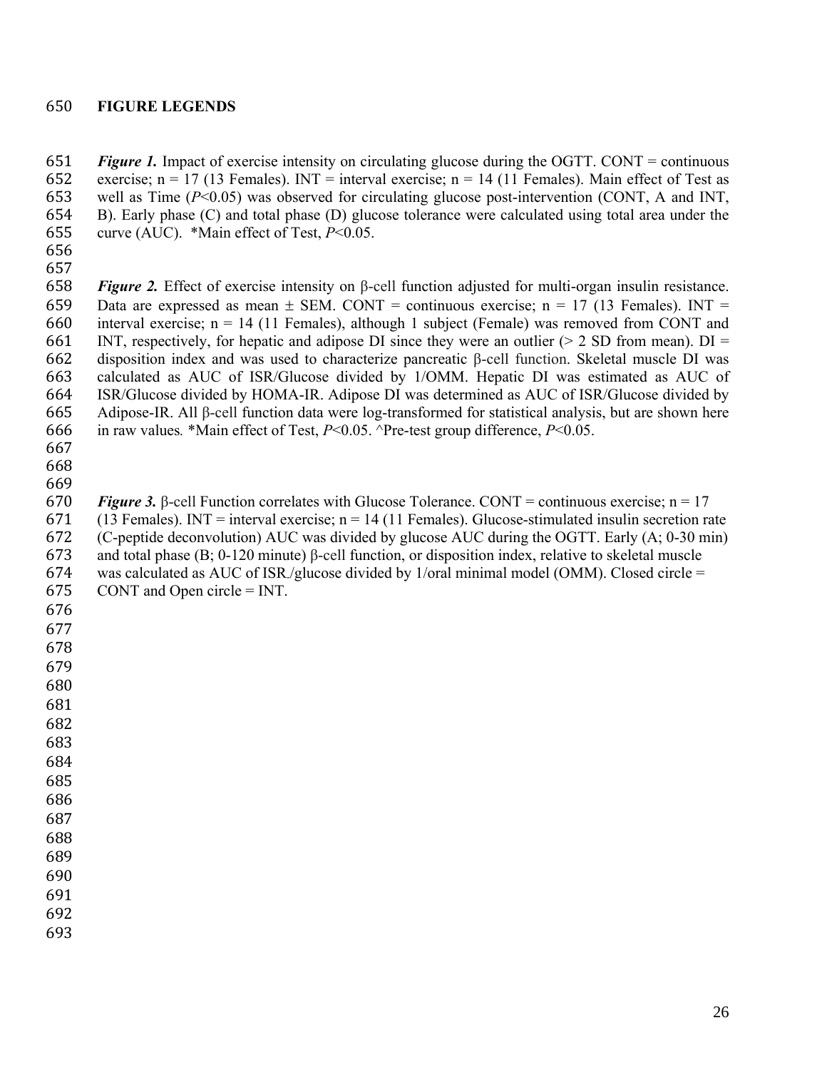**FIGURE LEGENDS**

***Figure 1.*** Impact of exercise intensity on circulating glucose during the OGTT. CONT = continuous exercise; n = 17 (13 Females). INT = interval exercise; n = 14 (11 Females). Main effect of Test as well as Time ($P$<0.05) was observed for circulating glucose post-intervention (CONT, A and INT, B). Early phase (C) and total phase (D) glucose tolerance were calculated using total area under the curve (AUC). *Main effect of Test, $P$<0.05.

***Figure 2.*** Effect of exercise intensity on β-cell function adjusted for multi-organ insulin resistance. Data are expressed as mean ± SEM. CONT = continuous exercise; n = 17 (13 Females). INT = interval exercise; n = 14 (11 Females), although 1 subject (Female) was removed from CONT and INT, respectively, for hepatic and adipose DI since they were an outlier (> 2 SD from mean). DI = disposition index and was used to characterize pancreatic β-cell function. Skeletal muscle DI was calculated as AUC of ISR/Glucose divided by 1/OMM. Hepatic DI was estimated as AUC of ISR/Glucose divided by HOMA-IR. Adipose DI was determined as AUC of ISR/Glucose divided by Adipose-IR. All β-cell function data were log-transformed for statistical analysis, but are shown here in raw values*.* *Main effect of Test, $P$<0.05. ^Pre-test group difference, $P$<0.05.

***Figure 3.*** β-cell Function correlates with Glucose Tolerance. CONT = continuous exercise; n = 17 (13 Females). INT = interval exercise; n = 14 (11 Females). Glucose-stimulated insulin secretion rate (C-peptide deconvolution) AUC was divided by glucose AUC during the OGTT. Early (A; 0-30 min) and total phase (B; 0-120 minute) β-cell function, or disposition index, relative to skeletal muscle was calculated as AUC of ISR/glucose divided by 1/oral minimal model (OMM). Closed circle = CONT and Open circle = INT.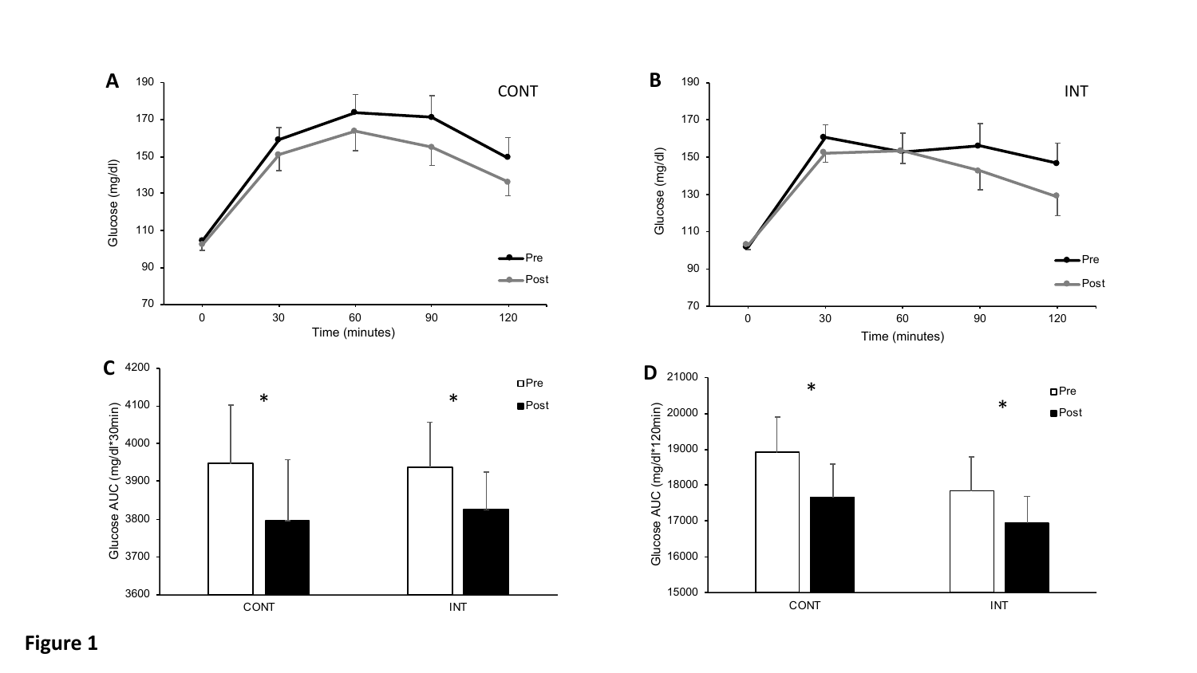Figure 1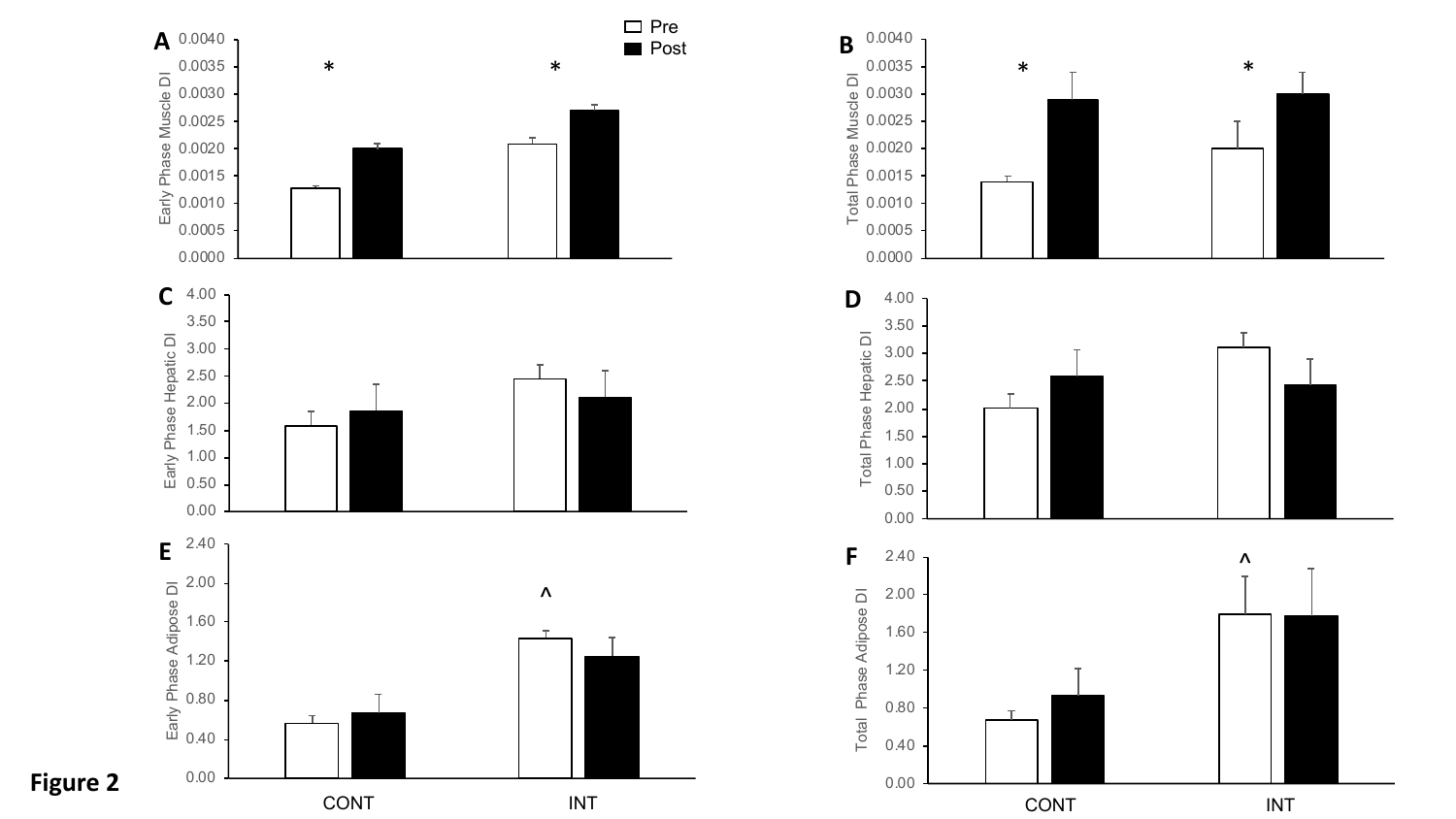Figure 2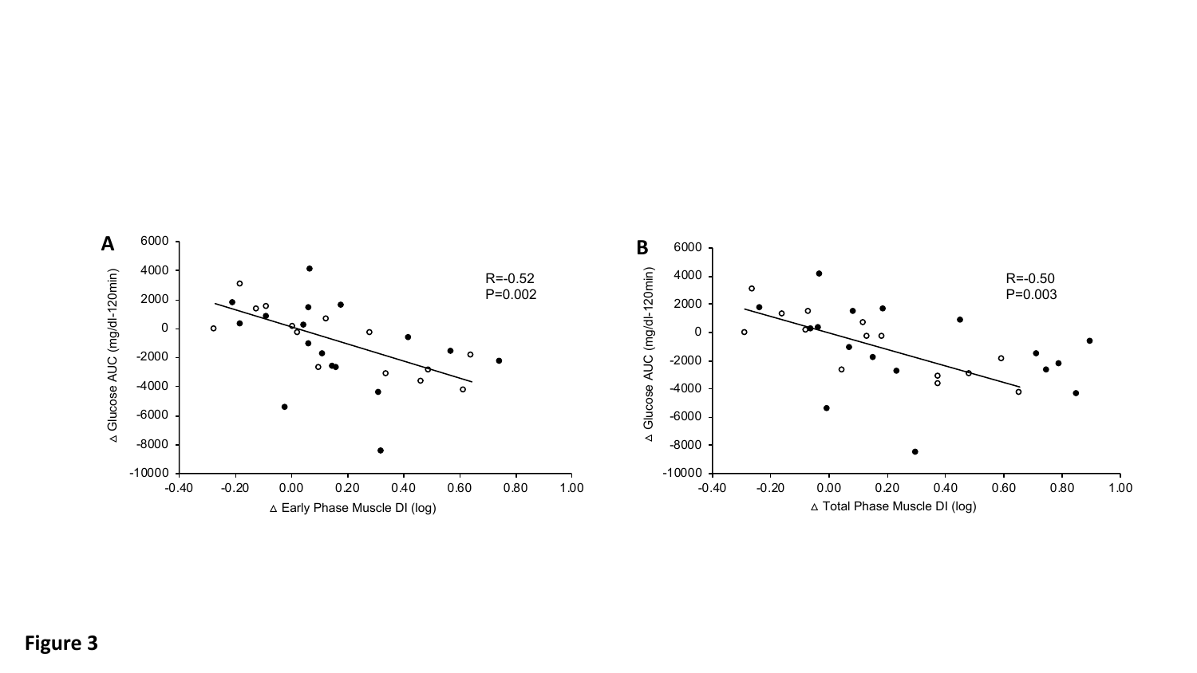**A**

6000
4000
2000
0
-2000
-4000
-6000
-8000
-10000

∆ Glucose AUC (mg/dl-120min)

R=-0.52
P=0.002

-0.40 -0.20 0.00 0.20 0.40 0.60 0.80 1.00

∆ Early Phase Muscle DI (log)

**B**

6000
4000
2000
0
-2000
-4000
-6000
-8000
-10000

∆ Glucose AUC (mg/dl-120min)

R=-0.50
P=0.003

-0.40 -0.20 0.00 0.20 0.40 0.60 0.80 1.00

∆ Total Phase Muscle DI (log)

**Figure 3**